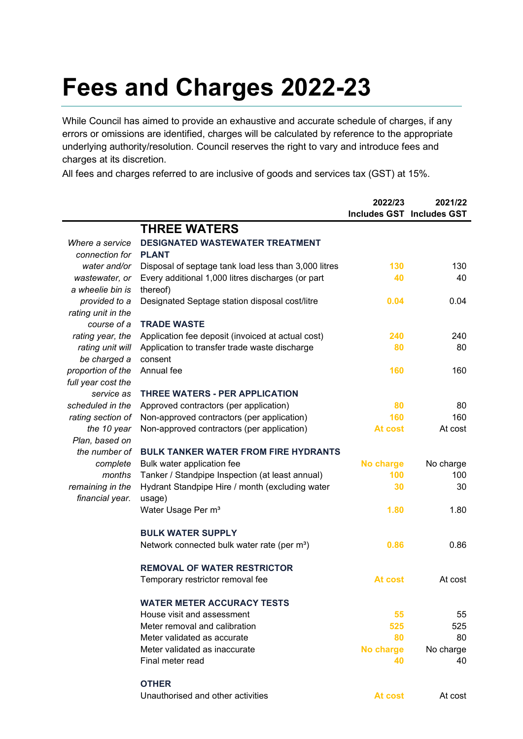# Fees and Charges 2022-23

While Council has aimed to provide an exhaustive and accurate schedule of charges, if any errors or omissions are identified, charges will be calculated by reference to the appropriate underlying authority/resolution. Council reserves the right to vary and introduce fees and charges at its discretion.

All fees and charges referred to are inclusive of goods and services tax (GST) at 15%.

| | | 2022/23 Includes GST | 2021/22 Includes GST |
|---|---|---|---|
| *Where a service connection for water and/or wastewater, or a wheelie bin is provided to a rating unit in the course of a rating year, the rating unit will be charged a proportion of the full year cost the service as scheduled in the rating section of the 10 year Plan, based on the number of complete months remaining in the financial year.* | **THREE WATERS** | | |
| | **DESIGNATED WASTEWATER TREATMENT PLANT** | | |
| | Disposal of septage tank load less than 3,000 litres | 130 | 130 |
| | Every additional 1,000 litres discharges (or part thereof) | 40 | 40 |
| | Designated Septage station disposal cost/litre | 0.04 | 0.04 |
| | **TRADE WASTE** | | |
| | Application fee deposit (invoiced at actual cost) | 240 | 240 |
| | Application to transfer trade waste discharge consent | 80 | 80 |
| | Annual fee | 160 | 160 |
| | **THREE WATERS - PER APPLICATION** | | |
| | Approved contractors (per application) | 80 | 80 |
| | Non-approved contractors (per application) | 160 | 160 |
| | Non-approved contractors (per application) | At cost | At cost |
| | **BULK TANKER WATER FROM FIRE HYDRANTS** | | |
| | Bulk water application fee | No charge | No charge |
| | Tanker / Standpipe Inspection (at least annual) | 100 | 100 |
| | Hydrant Standpipe Hire / month (excluding water usage) | 30 | 30 |
| | Water Usage Per m³ | 1.80 | 1.80 |
| | **BULK WATER SUPPLY** | | |
| | Network connected bulk water rate (per m³) | 0.86 | 0.86 |
| | **REMOVAL OF WATER RESTRICTOR** | | |
| | Temporary restrictor removal fee | At cost | At cost |
| | **WATER METER ACCURACY TESTS** | | |
| | House visit and assessment | 55 | 55 |
| | Meter removal and calibration | 525 | 525 |
| | Meter validated as accurate | 80 | 80 |
| | Meter validated as inaccurate | No charge | No charge |
| | Final meter read | 40 | 40 |
| | **OTHER** | | |
| | Unauthorised and other activities | At cost | At cost |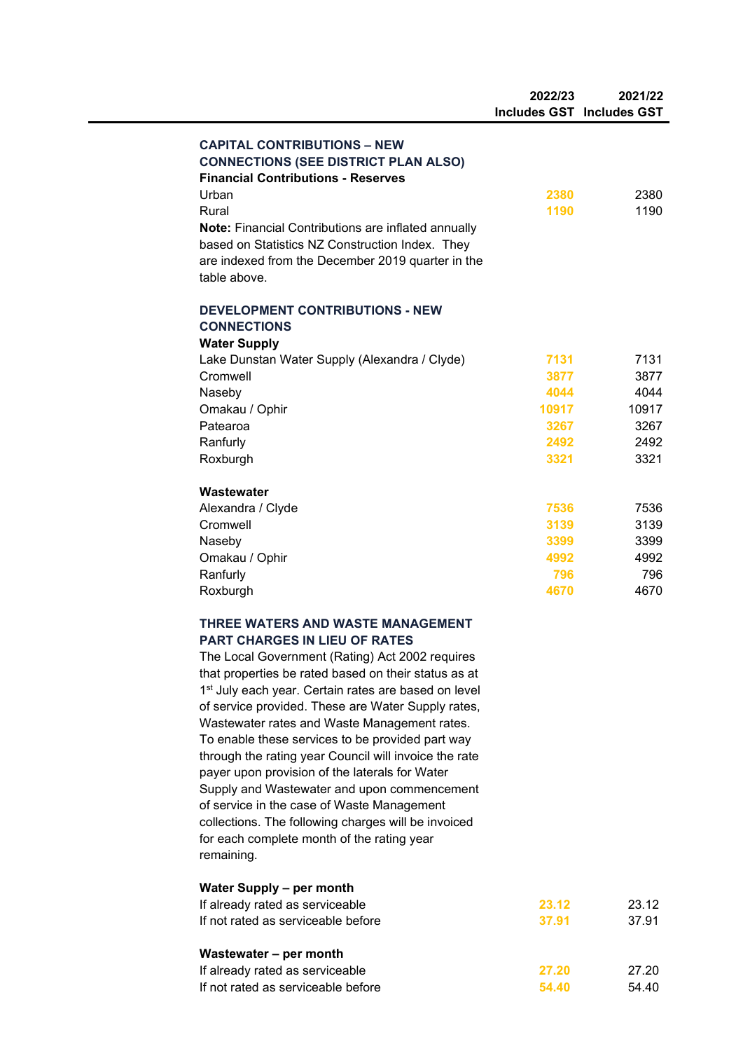| | 2022/23 Includes GST | 2021/22 Includes GST |
|---|---|---|
| **CAPITAL CONTRIBUTIONS – NEW CONNECTIONS (SEE DISTRICT PLAN ALSO)** | | |
| **Financial Contributions - Reserves** | | |
| Urban | 2380 | 2380 |
| Rural | 1190 | 1190 |
| **Note:** Financial Contributions are inflated annually based on Statistics NZ Construction Index. They are indexed from the December 2019 quarter in the table above. | | |
| **DEVELOPMENT CONTRIBUTIONS - NEW CONNECTIONS** | | |
| **Water Supply** | | |
| Lake Dunstan Water Supply (Alexandra / Clyde) | 7131 | 7131 |
| Cromwell | 3877 | 3877 |
| Naseby | 4044 | 4044 |
| Omakau / Ophir | 10917 | 10917 |
| Patearoa | 3267 | 3267 |
| Ranfurly | 2492 | 2492 |
| Roxburgh | 3321 | 3321 |
| **Wastewater** | | |
| Alexandra / Clyde | 7536 | 7536 |
| Cromwell | 3139 | 3139 |
| Naseby | 3399 | 3399 |
| Omakau / Ophir | 4992 | 4992 |
| Ranfurly | 796 | 796 |
| Roxburgh | 4670 | 4670 |

**THREE WATERS AND WASTE MANAGEMENT PART CHARGES IN LIEU OF RATES**

The Local Government (Rating) Act 2002 requires that properties be rated based on their status as at 1st July each year. Certain rates are based on level of service provided. These are Water Supply rates, Wastewater rates and Waste Management rates. To enable these services to be provided part way through the rating year Council will invoice the rate payer upon provision of the laterals for Water Supply and Wastewater and upon commencement of service in the case of Waste Management collections. The following charges will be invoiced for each complete month of the rating year remaining.

| | 2022/23 Includes GST | 2021/22 Includes GST |
|---|---|---|
| **Water Supply – per month** | | |
| If already rated as serviceable | 23.12 | 23.12 |
| If not rated as serviceable before | 37.91 | 37.91 |
| **Wastewater – per month** | | |
| If already rated as serviceable | 27.20 | 27.20 |
| If not rated as serviceable before | 54.40 | 54.40 |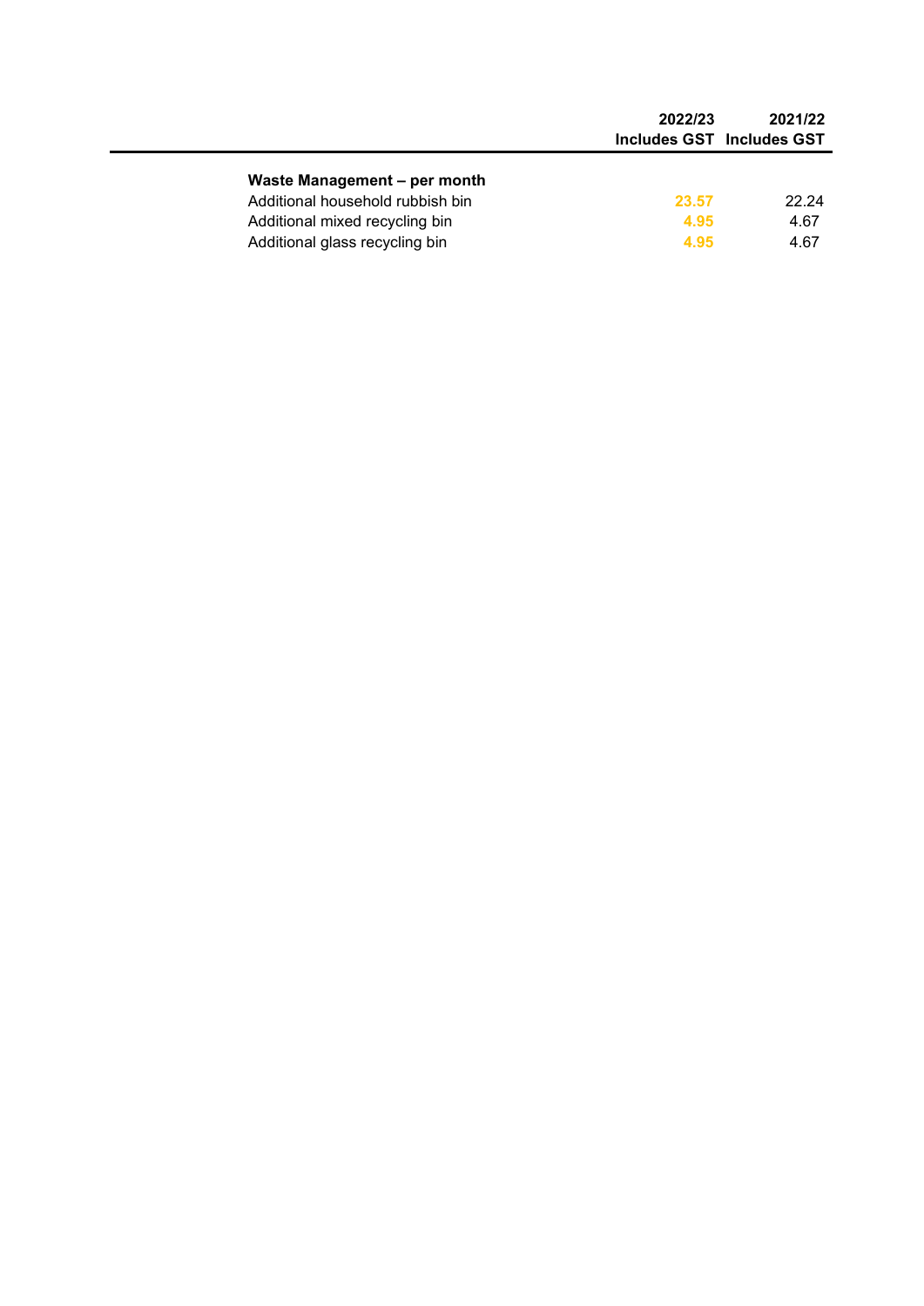| | 2022/23 Includes GST | 2021/22 Includes GST |
|---|---|---|
| **Waste Management – per month** | | |
| Additional household rubbish bin | 23.57 | 22.24 |
| Additional mixed recycling bin | 4.95 | 4.67 |
| Additional glass recycling bin | 4.95 | 4.67 |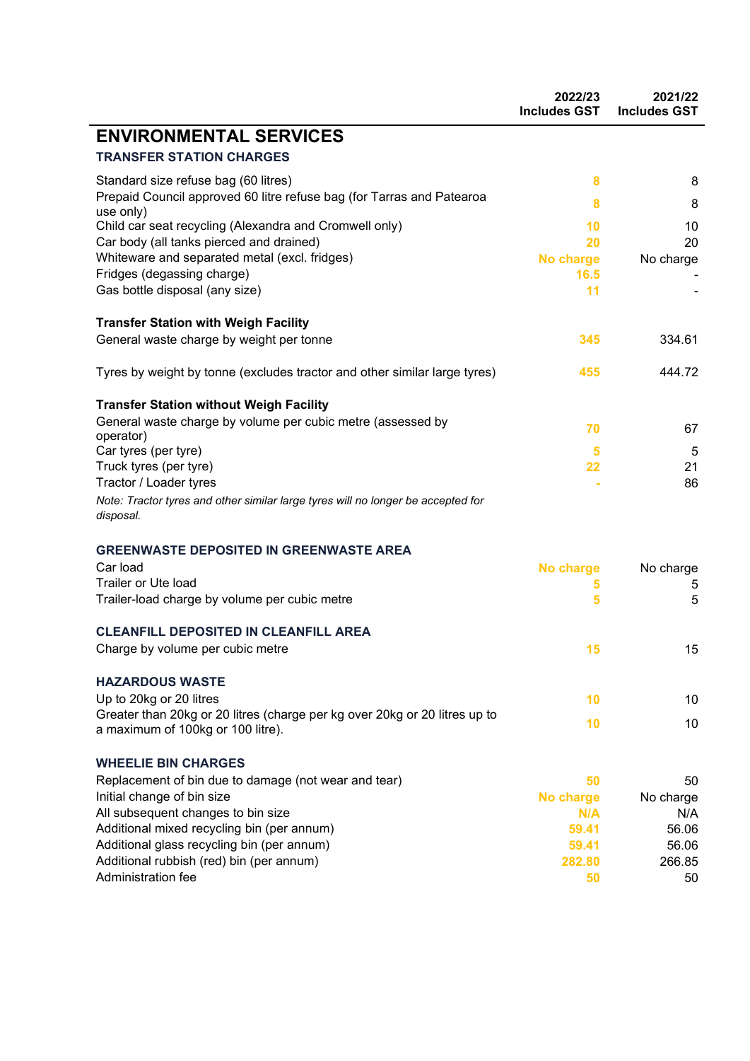| | 2022/23 Includes GST | 2021/22 Includes GST |
|---|---|---|

## ENVIRONMENTAL SERVICES

### TRANSFER STATION CHARGES

| | 2022/23 Includes GST | 2021/22 Includes GST |
|---|---|---|
| Standard size refuse bag (60 litres) | 8 | 8 |
| Prepaid Council approved 60 litre refuse bag (for Tarras and Patearoa use only) | 8 | 8 |
| Child car seat recycling (Alexandra and Cromwell only) | 10 | 10 |
| Car body (all tanks pierced and drained) | 20 | 20 |
| Whiteware and separated metal (excl. fridges) | No charge | No charge |
| Fridges (degassing charge) | 16.5 | - |
| Gas bottle disposal (any size) | 11 | - |
| **Transfer Station with Weigh Facility** | | |
| General waste charge by weight per tonne | 345 | 334.61 |
| Tyres by weight by tonne (excludes tractor and other similar large tyres) | 455 | 444.72 |
| **Transfer Station without Weigh Facility** | | |
| General waste charge by volume per cubic metre (assessed by operator) | 70 | 67 |
| Car tyres (per tyre) | 5 | 5 |
| Truck tyres (per tyre) | 22 | 21 |
| Tractor / Loader tyres | - | 86 |

*Note: Tractor tyres and other similar large tyres will no longer be accepted for disposal.*

### GREENWASTE DEPOSITED IN GREENWASTE AREA

| | 2022/23 Includes GST | 2021/22 Includes GST |
|---|---|---|
| Car load | No charge | No charge |
| Trailer or Ute load | 5 | 5 |
| Trailer-load charge by volume per cubic metre | 5 | 5 |

### CLEANFILL DEPOSITED IN CLEANFILL AREA

| | 2022/23 Includes GST | 2021/22 Includes GST |
|---|---|---|
| Charge by volume per cubic metre | 15 | 15 |

### HAZARDOUS WASTE

| | 2022/23 Includes GST | 2021/22 Includes GST |
|---|---|---|
| Up to 20kg or 20 litres | 10 | 10 |
| Greater than 20kg or 20 litres (charge per kg over 20kg or 20 litres up to a maximum of 100kg or 100 litre). | 10 | 10 |

### WHEELIE BIN CHARGES

| | 2022/23 Includes GST | 2021/22 Includes GST |
|---|---|---|
| Replacement of bin due to damage (not wear and tear) | 50 | 50 |
| Initial change of bin size | No charge | No charge |
| All subsequent changes to bin size | N/A | N/A |
| Additional mixed recycling bin (per annum) | 59.41 | 56.06 |
| Additional glass recycling bin (per annum) | 59.41 | 56.06 |
| Additional rubbish (red) bin (per annum) | 282.80 | 266.85 |
| Administration fee | 50 | 50 |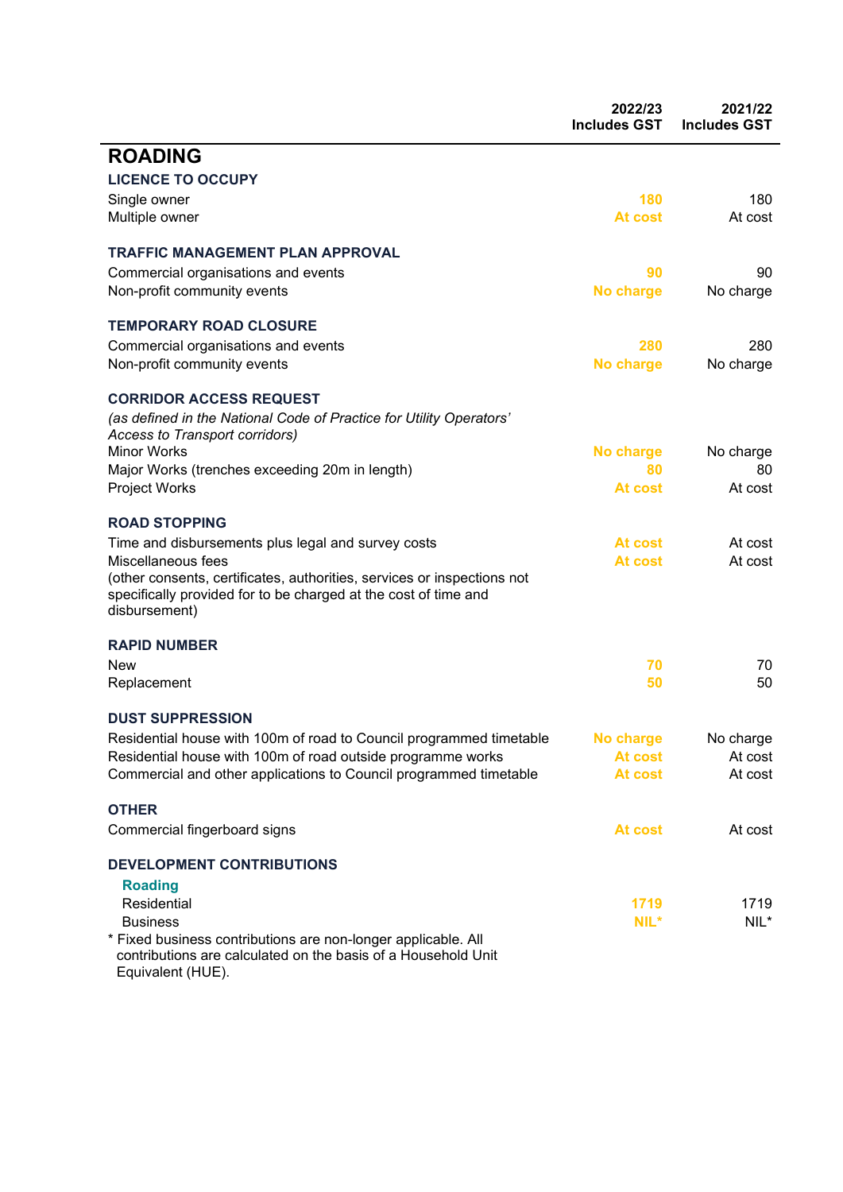| | 2022/23 Includes GST | 2021/22 Includes GST |
|---|---|---|
| **ROADING** | | |
| **LICENCE TO OCCUPY** | | |
| Single owner | 180 | 180 |
| Multiple owner | At cost | At cost |
| **TRAFFIC MANAGEMENT PLAN APPROVAL** | | |
| Commercial organisations and events | 90 | 90 |
| Non-profit community events | No charge | No charge |
| **TEMPORARY ROAD CLOSURE** | | |
| Commercial organisations and events | 280 | 280 |
| Non-profit community events | No charge | No charge |
| **CORRIDOR ACCESS REQUEST** | | |
| *(as defined in the National Code of Practice for Utility Operators' Access to Transport corridors)* | | |
| Minor Works | No charge | No charge |
| Major Works (trenches exceeding 20m in length) | 80 | 80 |
| Project Works | At cost | At cost |
| **ROAD STOPPING** | | |
| Time and disbursements plus legal and survey costs | At cost | At cost |
| Miscellaneous fees (other consents, certificates, authorities, services or inspections not specifically provided for to be charged at the cost of time and disbursement) | At cost | At cost |
| **RAPID NUMBER** | | |
| New | 70 | 70 |
| Replacement | 50 | 50 |
| **DUST SUPPRESSION** | | |
| Residential house with 100m of road to Council programmed timetable | No charge | No charge |
| Residential house with 100m of road outside programme works | At cost | At cost |
| Commercial and other applications to Council programmed timetable | At cost | At cost |
| **OTHER** | | |
| Commercial fingerboard signs | At cost | At cost |
| **DEVELOPMENT CONTRIBUTIONS** | | |
| **Roading** | | |
| Residential | 1719 | 1719 |
| Business | NIL* | NIL* |

* Fixed business contributions are non-longer applicable. All contributions are calculated on the basis of a Household Unit Equivalent (HUE).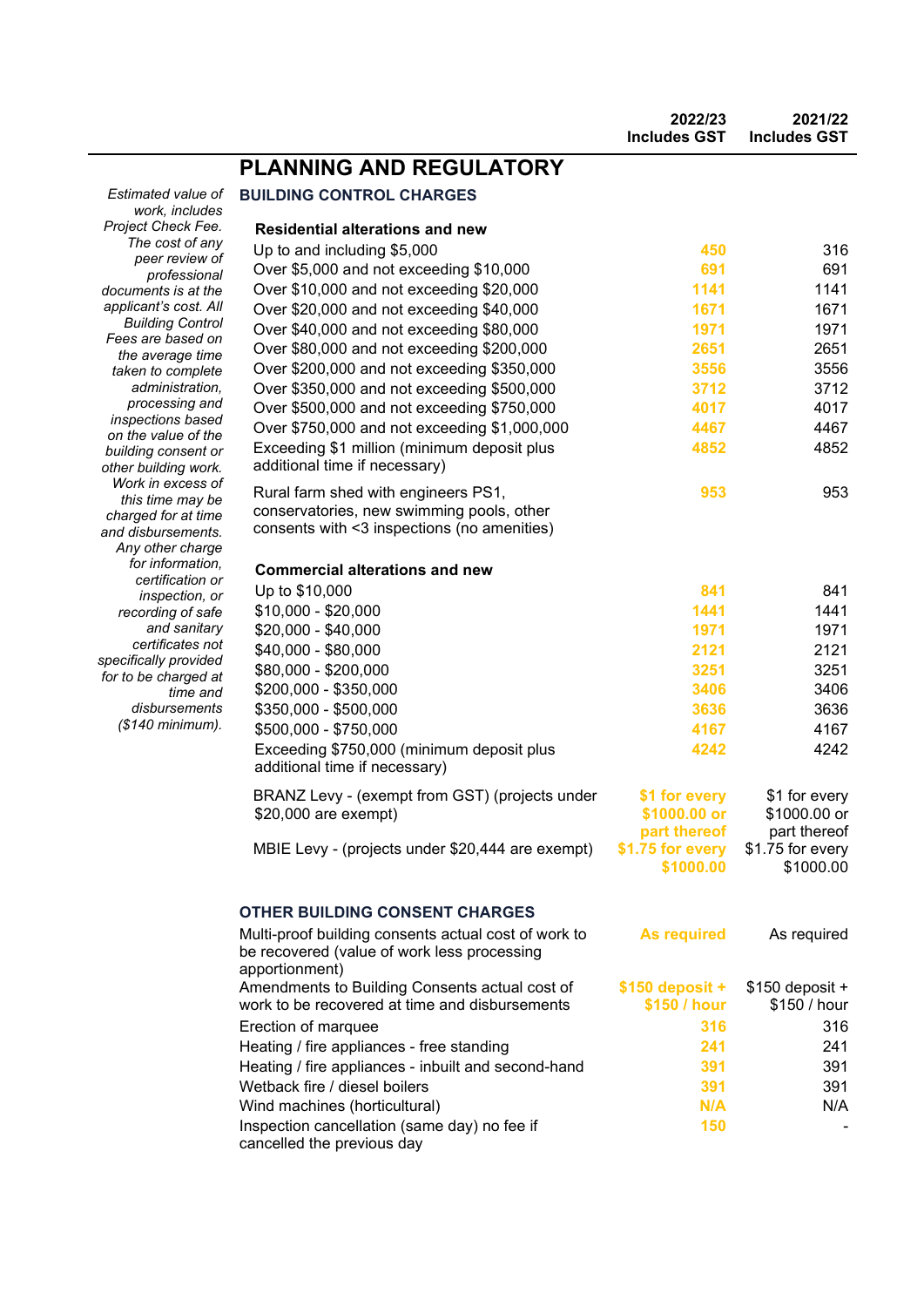| | 2022/23 Includes GST | 2021/22 Includes GST |
|---|---|---|

## PLANNING AND REGULATORY

*Estimated value of work, includes Project Check Fee. The cost of any peer review of professional documents is at the applicant's cost. All Building Control Fees are based on the average time taken to complete administration, processing and inspections based on the value of the building consent or other building work. Work in excess of this time may be charged for at time and disbursements. Any other charge for information, certification or inspection, or recording of safe and sanitary certificates not specifically provided for to be charged at time and disbursements ($140 minimum).*

### BUILDING CONTROL CHARGES

| | 2022/23 Includes GST | 2021/22 Includes GST |
|---|---|---|
| **Residential alterations and new** | | |
| Up to and including $5,000 | 450 | 316 |
| Over $5,000 and not exceeding $10,000 | 691 | 691 |
| Over $10,000 and not exceeding $20,000 | 1141 | 1141 |
| Over $20,000 and not exceeding $40,000 | 1671 | 1671 |
| Over $40,000 and not exceeding $80,000 | 1971 | 1971 |
| Over $80,000 and not exceeding $200,000 | 2651 | 2651 |
| Over $200,000 and not exceeding $350,000 | 3556 | 3556 |
| Over $350,000 and not exceeding $500,000 | 3712 | 3712 |
| Over $500,000 and not exceeding $750,000 | 4017 | 4017 |
| Over $750,000 and not exceeding $1,000,000 | 4467 | 4467 |
| Exceeding $1 million (minimum deposit plus additional time if necessary) | 4852 | 4852 |
| Rural farm shed with engineers PS1, conservatories, new swimming pools, other consents with <3 inspections (no amenities) | 953 | 953 |
| **Commercial alterations and new** | | |
| Up to $10,000 | 841 | 841 |
| $10,000 - $20,000 | 1441 | 1441 |
| $20,000 - $40,000 | 1971 | 1971 |
| $40,000 - $80,000 | 2121 | 2121 |
| $80,000 - $200,000 | 3251 | 3251 |
| $200,000 - $350,000 | 3406 | 3406 |
| $350,000 - $500,000 | 3636 | 3636 |
| $500,000 - $750,000 | 4167 | 4167 |
| Exceeding $750,000 (minimum deposit plus additional time if necessary) | 4242 | 4242 |
| BRANZ Levy - (exempt from GST) (projects under $20,000 are exempt) | $1 for every $1000.00 or part thereof | $1 for every $1000.00 or part thereof |
| MBIE Levy - (projects under $20,444 are exempt) | $1.75 for every $1000.00 | $1.75 for every $1000.00 |

### OTHER BUILDING CONSENT CHARGES

| | 2022/23 Includes GST | 2021/22 Includes GST |
|---|---|---|
| Multi-proof building consents actual cost of work to be recovered (value of work less processing apportionment) | As required | As required |
| Amendments to Building Consents actual cost of work to be recovered at time and disbursements | $150 deposit + $150 / hour | $150 deposit + $150 / hour |
| Erection of marquee | 316 | 316 |
| Heating / fire appliances - free standing | 241 | 241 |
| Heating / fire appliances - inbuilt and second-hand | 391 | 391 |
| Wetback fire / diesel boilers | 391 | 391 |
| Wind machines (horticultural) | N/A | N/A |
| Inspection cancellation (same day) no fee if cancelled the previous day | 150 | - |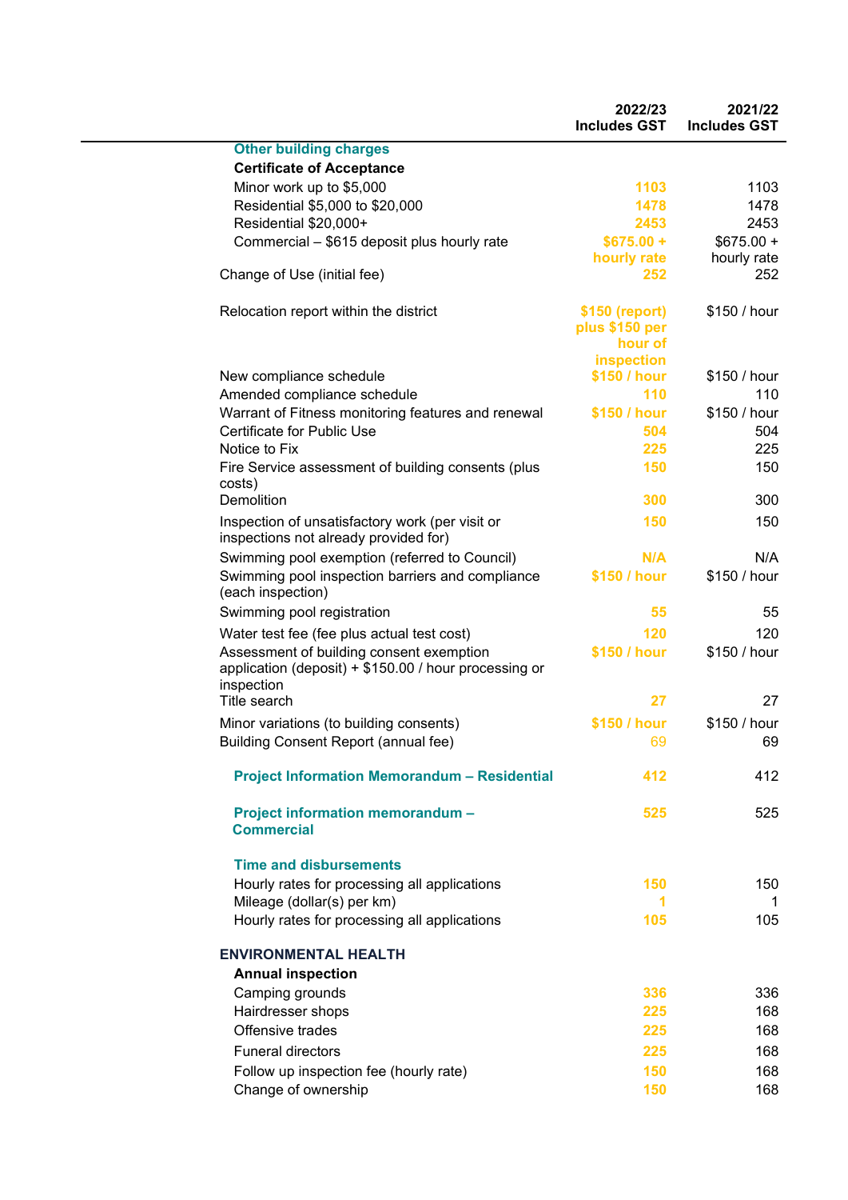| | 2022/23 Includes GST | 2021/22 Includes GST |
|---|---|---|
| **Other building charges** | | |
| **Certificate of Acceptance** | | |
| Minor work up to $5,000 | 1103 | 1103 |
| Residential $5,000 to $20,000 | 1478 | 1478 |
| Residential $20,000+ | 2453 | 2453 |
| Commercial – $615 deposit plus hourly rate | $675.00 + hourly rate | $675.00 + hourly rate |
| Change of Use (initial fee) | 252 | 252 |
| Relocation report within the district | $150 (report) plus $150 per hour of inspection | $150 / hour |
| New compliance schedule | $150 / hour | $150 / hour |
| Amended compliance schedule | 110 | 110 |
| Warrant of Fitness monitoring features and renewal | $150 / hour | $150 / hour |
| Certificate for Public Use | 504 | 504 |
| Notice to Fix | 225 | 225 |
| Fire Service assessment of building consents (plus costs) | 150 | 150 |
| Demolition | 300 | 300 |
| Inspection of unsatisfactory work (per visit or inspections not already provided for) | 150 | 150 |
| Swimming pool exemption (referred to Council) | N/A | N/A |
| Swimming pool inspection barriers and compliance (each inspection) | $150 / hour | $150 / hour |
| Swimming pool registration | 55 | 55 |
| Water test fee (fee plus actual test cost) | 120 | 120 |
| Assessment of building consent exemption application (deposit) + $150.00 / hour processing or inspection | $150 / hour | $150 / hour |
| Title search | 27 | 27 |
| Minor variations (to building consents) | $150 / hour | $150 / hour |
| Building Consent Report (annual fee) | 69 | 69 |
| **Project Information Memorandum – Residential** | 412 | 412 |
| **Project information memorandum – Commercial** | 525 | 525 |
| **Time and disbursements** | | |
| Hourly rates for processing all applications | 150 | 150 |
| Mileage (dollar(s) per km) | 1 | 1 |
| Hourly rates for processing all applications | 105 | 105 |
| **ENVIRONMENTAL HEALTH** | | |
| **Annual inspection** | | |
| Camping grounds | 336 | 336 |
| Hairdresser shops | 225 | 168 |
| Offensive trades | 225 | 168 |
| Funeral directors | 225 | 168 |
| Follow up inspection fee (hourly rate) | 150 | 168 |
| Change of ownership | 150 | 168 |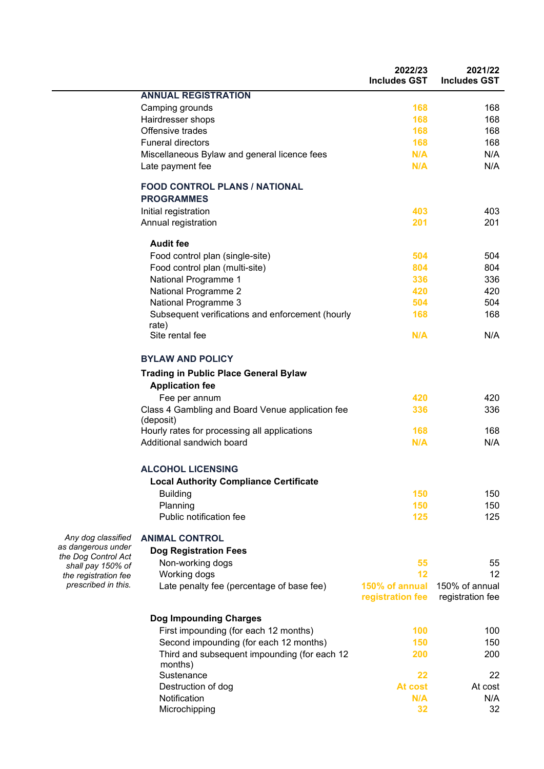| | 2022/23 Includes GST | 2021/22 Includes GST |
|---|---|---|
| **ANNUAL REGISTRATION** | | |
| Camping grounds | 168 | 168 |
| Hairdresser shops | 168 | 168 |
| Offensive trades | 168 | 168 |
| Funeral directors | 168 | 168 |
| Miscellaneous Bylaw and general licence fees | N/A | N/A |
| Late payment fee | N/A | N/A |
| **FOOD CONTROL PLANS / NATIONAL PROGRAMMES** | | |
| Initial registration | 403 | 403 |
| Annual registration | 201 | 201 |
| **Audit fee** | | |
| Food control plan (single-site) | 504 | 504 |
| Food control plan (multi-site) | 804 | 804 |
| National Programme 1 | 336 | 336 |
| National Programme 2 | 420 | 420 |
| National Programme 3 | 504 | 504 |
| Subsequent verifications and enforcement (hourly rate) | 168 | 168 |
| Site rental fee | N/A | N/A |
| **BYLAW AND POLICY** | | |
| **Trading in Public Place General Bylaw** | | |
| **Application fee** | | |
| Fee per annum | 420 | 420 |
| Class 4 Gambling and Board Venue application fee (deposit) | 336 | 336 |
| Hourly rates for processing all applications | 168 | 168 |
| Additional sandwich board | N/A | N/A |
| **ALCOHOL LICENSING** | | |
| **Local Authority Compliance Certificate** | | |
| Building | 150 | 150 |
| Planning | 150 | 150 |
| Public notification fee | 125 | 125 |
| **ANIMAL CONTROL** | | |
| **Dog Registration Fees** | | |
| Non-working dogs | 55 | 55 |
| Working dogs | 12 | 12 |
| Late penalty fee (percentage of base fee) | 150% of annual registration fee | 150% of annual registration fee |
| **Dog Impounding Charges** | | |
| First impounding (for each 12 months) | 100 | 100 |
| Second impounding (for each 12 months) | 150 | 150 |
| Third and subsequent impounding (for each 12 months) | 200 | 200 |
| Sustenance | 22 | 22 |
| Destruction of dog | At cost | At cost |
| Notification | N/A | N/A |
| Microchipping | 32 | 32 |

*Any dog classified as dangerous under the Dog Control Act shall pay 150% of the registration fee prescribed in this.*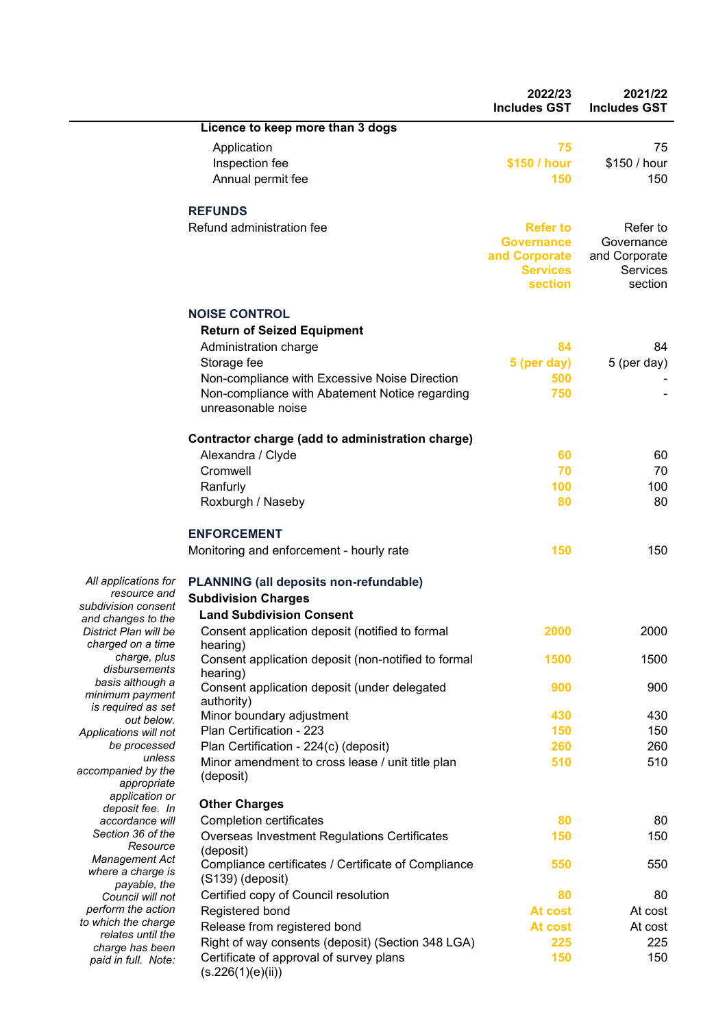| | 2022/23 Includes GST | 2021/22 Includes GST |
|---|---|---|
| **Licence to keep more than 3 dogs** | | |
| Application | 75 | 75 |
| Inspection fee | $150 / hour | $150 / hour |
| Annual permit fee | 150 | 150 |
| **REFUNDS** | | |
| Refund administration fee | Refer to Governance and Corporate Services section | Refer to Governance and Corporate Services section |
| **NOISE CONTROL** | | |
| **Return of Seized Equipment** | | |
| Administration charge | 84 | 84 |
| Storage fee | 5 (per day) | 5 (per day) |
| Non-compliance with Excessive Noise Direction | 500 | - |
| Non-compliance with Abatement Notice regarding unreasonable noise | 750 | - |
| **Contractor charge (add to administration charge)** | | |
| Alexandra / Clyde | 60 | 60 |
| Cromwell | 70 | 70 |
| Ranfurly | 100 | 100 |
| Roxburgh / Naseby | 80 | 80 |
| **ENFORCEMENT** | | |
| Monitoring and enforcement - hourly rate | 150 | 150 |
| **PLANNING (all deposits non-refundable)** | | |
| **Subdivision Charges** | | |
| **Land Subdivision Consent** | | |
| Consent application deposit (notified to formal hearing) | 2000 | 2000 |
| Consent application deposit (non-notified to formal hearing) | 1500 | 1500 |
| Consent application deposit (under delegated authority) | 900 | 900 |
| Minor boundary adjustment | 430 | 430 |
| Plan Certification - 223 | 150 | 150 |
| Plan Certification - 224(c) (deposit) | 260 | 260 |
| Minor amendment to cross lease / unit title plan (deposit) | 510 | 510 |
| **Other Charges** | | |
| Completion certificates | 80 | 80 |
| Overseas Investment Regulations Certificates (deposit) | 150 | 150 |
| Compliance certificates / Certificate of Compliance (S139) (deposit) | 550 | 550 |
| Certified copy of Council resolution | 80 | 80 |
| Registered bond | At cost | At cost |
| Release from registered bond | At cost | At cost |
| Right of way consents (deposit) (Section 348 LGA) | 225 | 225 |
| Certificate of approval of survey plans (s.226(1)(e)(ii)) | 150 | 150 |

*All applications for resource and subdivision consent and changes to the District Plan will be charged on a time charge, plus disbursements basis although a minimum payment is required as set out below. Applications will not be processed unless accompanied by the appropriate application or deposit fee. In accordance will Section 36 of the Resource Management Act where a charge is payable, the Council will not perform the action to which the charge relates until the charge has been paid in full. Note:*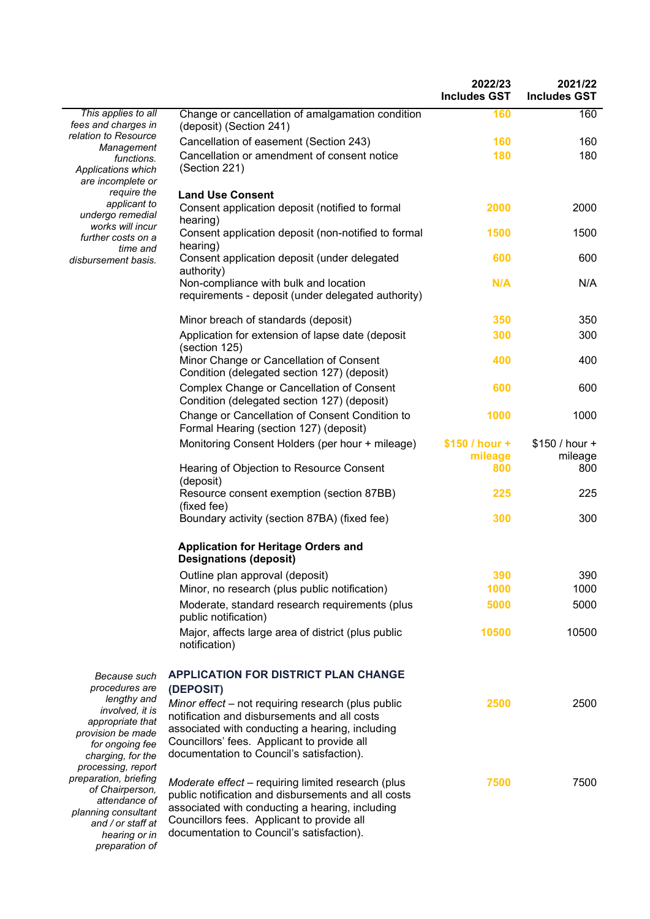| | | 2022/23 Includes GST | 2021/22 Includes GST |
|---|---|---|---|
| *This applies to all fees and charges in relation to Resource Management functions. Applications which are incomplete or require the applicant to undergo remedial works will incur further costs on a time and disbursement basis.* | Change or cancellation of amalgamation condition (deposit) (Section 241) | 160 | 160 |
| | Cancellation of easement (Section 243) | 160 | 160 |
| | Cancellation or amendment of consent notice (Section 221) | 180 | 180 |
| | **Land Use Consent** | | |
| | Consent application deposit (notified to formal hearing) | 2000 | 2000 |
| | Consent application deposit (non-notified to formal hearing) | 1500 | 1500 |
| | Consent application deposit (under delegated authority) | 600 | 600 |
| | Non-compliance with bulk and location requirements - deposit (under delegated authority) | N/A | N/A |
| | Minor breach of standards (deposit) | 350 | 350 |
| | Application for extension of lapse date (deposit (section 125) | 300 | 300 |
| | Minor Change or Cancellation of Consent Condition (delegated section 127) (deposit) | 400 | 400 |
| | Complex Change or Cancellation of Consent Condition (delegated section 127) (deposit) | 600 | 600 |
| | Change or Cancellation of Consent Condition to Formal Hearing (section 127) (deposit) | 1000 | 1000 |
| | Monitoring Consent Holders (per hour + mileage) | $150 / hour + mileage | $150 / hour + mileage |
| | Hearing of Objection to Resource Consent (deposit) | 800 | 800 |
| | Resource consent exemption (section 87BB) (fixed fee) | 225 | 225 |
| | Boundary activity (section 87BA) (fixed fee) | 300 | 300 |
| | **Application for Heritage Orders and Designations (deposit)** | | |
| | Outline plan approval (deposit) | 390 | 390 |
| | Minor, no research (plus public notification) | 1000 | 1000 |
| | Moderate, standard research requirements (plus public notification) | 5000 | 5000 |
| | Major, affects large area of district (plus public notification) | 10500 | 10500 |
| *Because such procedures are lengthy and involved, it is appropriate that provision be made for ongoing fee charging, for the processing, report preparation, briefing of Chairperson, attendance of planning consultant and / or staff at hearing or in preparation of* | **APPLICATION FOR DISTRICT PLAN CHANGE (DEPOSIT)** | | |
| | *Minor effect* – not requiring research (plus public notification and disbursements and all costs associated with conducting a hearing, including Councillors' fees. Applicant to provide all documentation to Council's satisfaction). | 2500 | 2500 |
| | *Moderate effect* – requiring limited research (plus public notification and disbursements and all costs associated with conducting a hearing, including Councillors fees. Applicant to provide all documentation to Council's satisfaction). | 7500 | 7500 |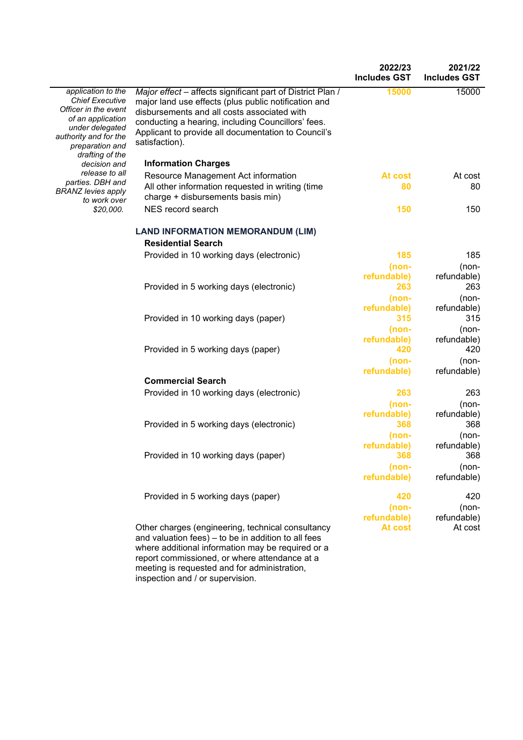| | | 2022/23 Includes GST | 2021/22 Includes GST |
|---|---|---|---|
| *application to the Chief Executive Officer in the event of an application under delegated authority and for the preparation and drafting of the decision and release to all parties. DBH and BRANZ levies apply to work over $20,000.* | *Major effect* – affects significant part of District Plan / major land use effects (plus public notification and disbursements and all costs associated with conducting a hearing, including Councillors' fees. Applicant to provide all documentation to Council's satisfaction). | 15000 | 15000 |
| | **Information Charges** | | |
| | Resource Management Act information | At cost | At cost |
| | All other information requested in writing (time charge + disbursements basis min) | 80 | 80 |
| | NES record search | 150 | 150 |
| | **LAND INFORMATION MEMORANDUM (LIM)** | | |
| | **Residential Search** | | |
| | Provided in 10 working days (electronic) | 185 (non-refundable) | 185 (non-refundable) |
| | Provided in 5 working days (electronic) | 263 (non-refundable) | 263 (non-refundable) |
| | Provided in 10 working days (paper) | 315 (non-refundable) | 315 (non-refundable) |
| | Provided in 5 working days (paper) | 420 (non-refundable) | 420 (non-refundable) |
| | **Commercial Search** | | |
| | Provided in 10 working days (electronic) | 263 (non-refundable) | 263 (non-refundable) |
| | Provided in 5 working days (electronic) | 368 (non-refundable) | 368 (non-refundable) |
| | Provided in 10 working days (paper) | 368 (non-refundable) | 368 (non-refundable) |
| | Provided in 5 working days (paper) | 420 (non-refundable) | 420 (non-refundable) |
| | Other charges (engineering, technical consultancy and valuation fees) – to be in addition to all fees where additional information may be required or a report commissioned, or where attendance at a meeting is requested and for administration, inspection and / or supervision. | At cost | At cost |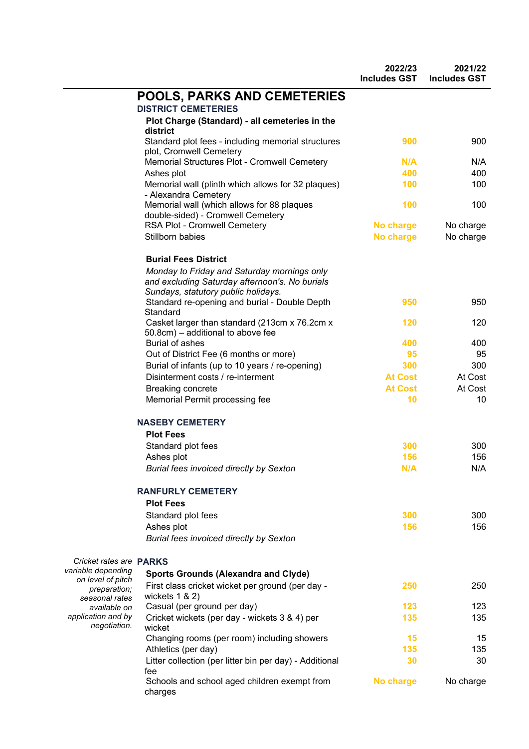| | 2022/23 Includes GST | 2021/22 Includes GST |
|---|---|---|
| **POOLS, PARKS AND CEMETERIES** | | |
| **DISTRICT CEMETERIES** | | |
| **Plot Charge (Standard) - all cemeteries in the district** | | |
| Standard plot fees - including memorial structures plot, Cromwell Cemetery | 900 | 900 |
| Memorial Structures Plot - Cromwell Cemetery | N/A | N/A |
| Ashes plot | 400 | 400 |
| Memorial wall (plinth which allows for 32 plaques) - Alexandra Cemetery | 100 | 100 |
| Memorial wall (which allows for 88 plaques double-sided) - Cromwell Cemetery | 100 | 100 |
| RSA Plot - Cromwell Cemetery | No charge | No charge |
| Stillborn babies | No charge | No charge |
| **Burial Fees District** | | |
| *Monday to Friday and Saturday mornings only and excluding Saturday afternoon's. No burials Sundays, statutory public holidays.* | | |
| Standard re-opening and burial - Double Depth Standard | 950 | 950 |
| Casket larger than standard (213cm x 76.2cm x 50.8cm) – additional to above fee | 120 | 120 |
| Burial of ashes | 400 | 400 |
| Out of District Fee (6 months or more) | 95 | 95 |
| Burial of infants (up to 10 years / re-opening) | 300 | 300 |
| Disinterment costs / re-interment | At Cost | At Cost |
| Breaking concrete | At Cost | At Cost |
| Memorial Permit processing fee | 10 | 10 |
| **NASEBY CEMETERY** | | |
| **Plot Fees** | | |
| Standard plot fees | 300 | 300 |
| Ashes plot | 156 | 156 |
| *Burial fees invoiced directly by Sexton* | N/A | N/A |
| **RANFURLY CEMETERY** | | |
| **Plot Fees** | | |
| Standard plot fees | 300 | 300 |
| Ashes plot | 156 | 156 |
| *Burial fees invoiced directly by Sexton* | | |
| **PARKS** | | |
| **Sports Grounds (Alexandra and Clyde)** | | |
| First class cricket wicket per ground (per day - wickets 1 & 2) | 250 | 250 |
| Casual (per ground per day) | 123 | 123 |
| Cricket wickets (per day - wickets 3 & 4) per wicket | 135 | 135 |
| Changing rooms (per room) including showers | 15 | 15 |
| Athletics (per day) | 135 | 135 |
| Litter collection (per litter bin per day) - Additional fee | 30 | 30 |
| Schools and school aged children exempt from charges | No charge | No charge |

*Cricket rates are variable depending on level of pitch preparation; seasonal rates available on application and by negotiation.*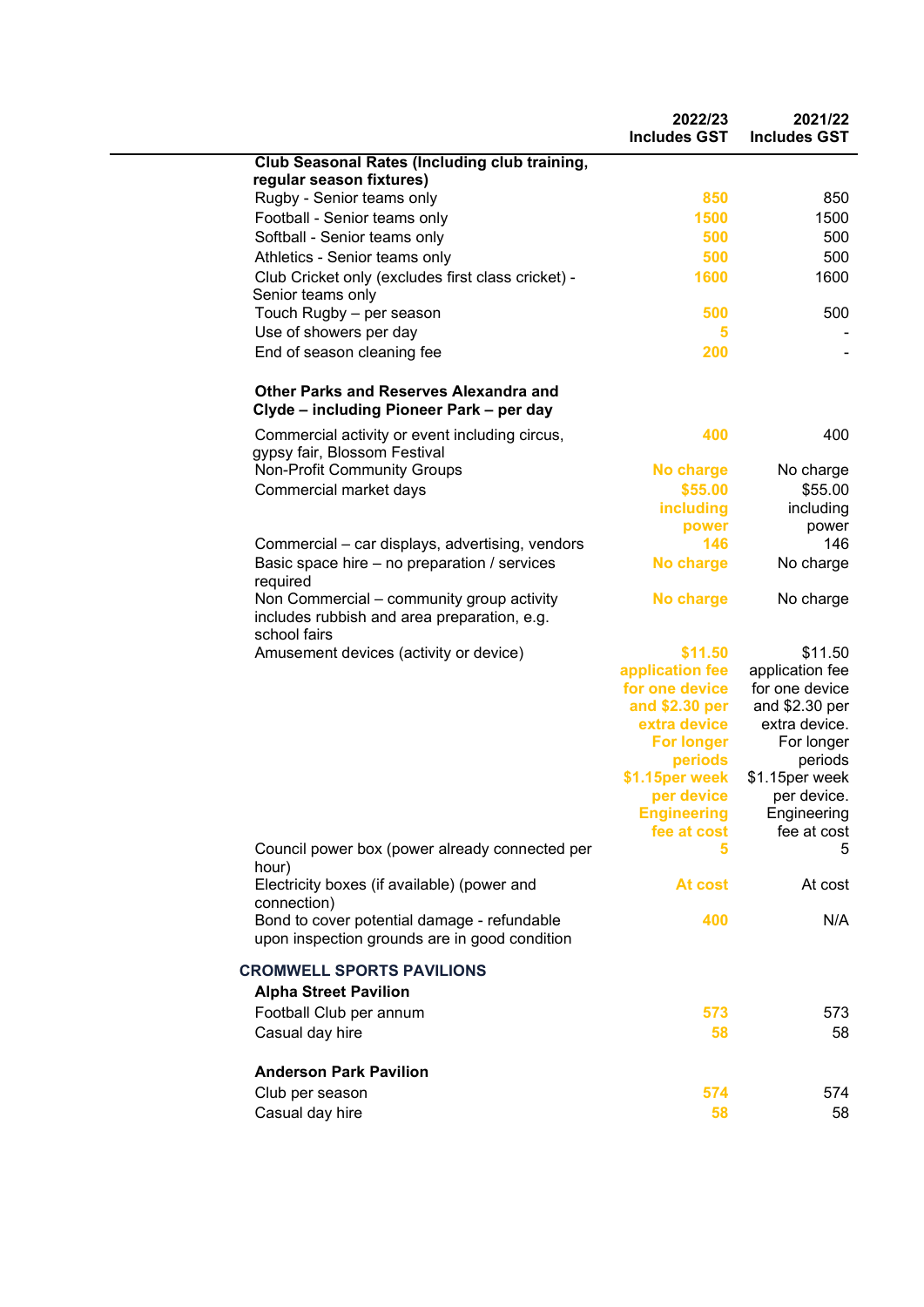| | 2022/23 Includes GST | 2021/22 Includes GST |
|---|---|---|
| **Club Seasonal Rates (Including club training, regular season fixtures)** | | |
| Rugby - Senior teams only | 850 | 850 |
| Football - Senior teams only | 1500 | 1500 |
| Softball - Senior teams only | 500 | 500 |
| Athletics - Senior teams only | 500 | 500 |
| Club Cricket only (excludes first class cricket) - Senior teams only | 1600 | 1600 |
| Touch Rugby – per season | 500 | 500 |
| Use of showers per day | 5 | - |
| End of season cleaning fee | 200 | - |
| **Other Parks and Reserves Alexandra and Clyde – including Pioneer Park – per day** | | |
| Commercial activity or event including circus, gypsy fair, Blossom Festival | 400 | 400 |
| Non-Profit Community Groups | No charge | No charge |
| Commercial market days | $55.00 including power | $55.00 including power |
| Commercial – car displays, advertising, vendors | 146 | 146 |
| Basic space hire – no preparation / services required | No charge | No charge |
| Non Commercial – community group activity includes rubbish and area preparation, e.g. school fairs | No charge | No charge |
| Amusement devices (activity or device) | $11.50 application fee for one device and $2.30 per extra device For longer periods $1.15per week per device Engineering fee at cost | $11.50 application fee for one device and $2.30 per extra device. For longer periods $1.15per week per device. Engineering fee at cost |
| Council power box (power already connected per hour) | 5 | 5 |
| Electricity boxes (if available) (power and connection) | At cost | At cost |
| Bond to cover potential damage - refundable upon inspection grounds are in good condition | 400 | N/A |
| **CROMWELL SPORTS PAVILIONS** | | |
| **Alpha Street Pavilion** | | |
| Football Club per annum | 573 | 573 |
| Casual day hire | 58 | 58 |
| **Anderson Park Pavilion** | | |
| Club per season | 574 | 574 |
| Casual day hire | 58 | 58 |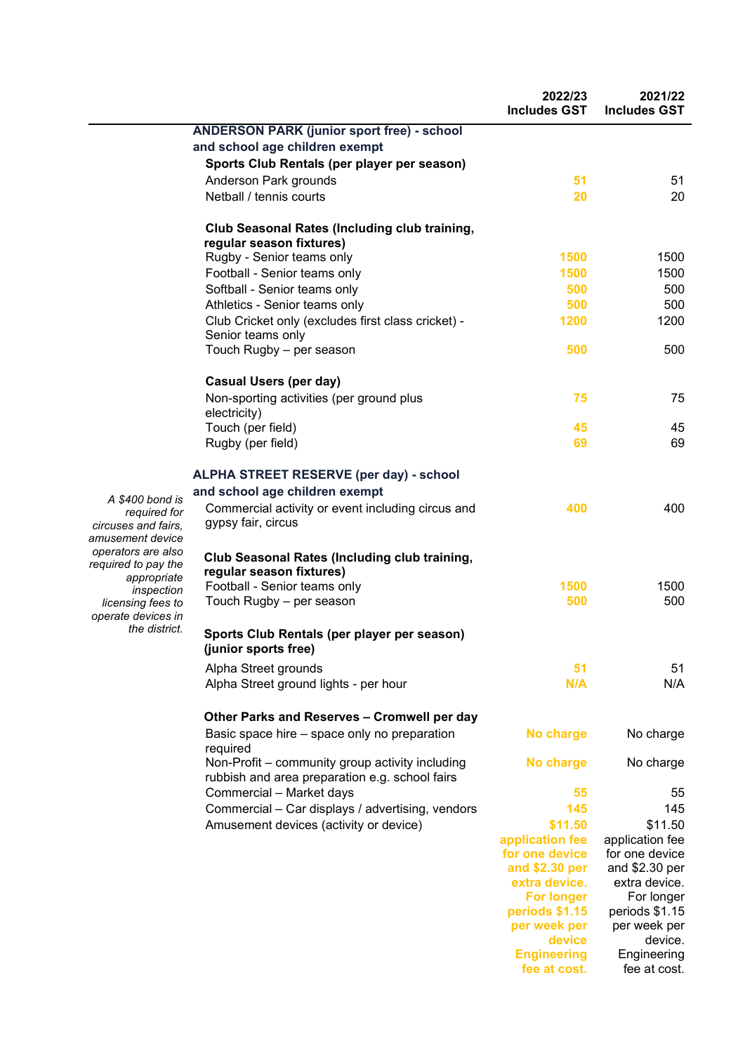| | 2022/23 Includes GST | 2021/22 Includes GST |
|---|---|---|
| **ANDERSON PARK (junior sport free) - school and school age children exempt** | | |
| **Sports Club Rentals (per player per season)** | | |
| Anderson Park grounds | 51 | 51 |
| Netball / tennis courts | 20 | 20 |
| **Club Seasonal Rates (Including club training, regular season fixtures)** | | |
| Rugby - Senior teams only | 1500 | 1500 |
| Football - Senior teams only | 1500 | 1500 |
| Softball - Senior teams only | 500 | 500 |
| Athletics - Senior teams only | 500 | 500 |
| Club Cricket only (excludes first class cricket) - Senior teams only | 1200 | 1200 |
| Touch Rugby – per season | 500 | 500 |
| **Casual Users (per day)** | | |
| Non-sporting activities (per ground plus electricity) | 75 | 75 |
| Touch (per field) | 45 | 45 |
| Rugby (per field) | 69 | 69 |
| **ALPHA STREET RESERVE (per day) - school and school age children exempt** | | |
| Commercial activity or event including circus and gypsy fair, circus | 400 | 400 |
| **Club Seasonal Rates (Including club training, regular season fixtures)** | | |
| Football - Senior teams only | 1500 | 1500 |
| Touch Rugby – per season | 500 | 500 |
| **Sports Club Rentals (per player per season) (junior sports free)** | | |
| Alpha Street grounds | 51 | 51 |
| Alpha Street ground lights - per hour | N/A | N/A |
| **Other Parks and Reserves – Cromwell per day** | | |
| Basic space hire – space only no preparation required | No charge | No charge |
| Non-Profit – community group activity including rubbish and area preparation e.g. school fairs | No charge | No charge |
| Commercial – Market days | 55 | 55 |
| Commercial – Car displays / advertising, vendors | 145 | 145 |
| Amusement devices (activity or device) | $11.50 application fee for one device and $2.30 per extra device. For longer periods $1.15 per week per device Engineering fee at cost. | $11.50 application fee for one device and $2.30 per extra device. For longer periods $1.15 per week per device. Engineering fee at cost. |

*A $400 bond is required for circuses and fairs, amusement device operators are also required to pay the appropriate inspection licensing fees to operate devices in the district.*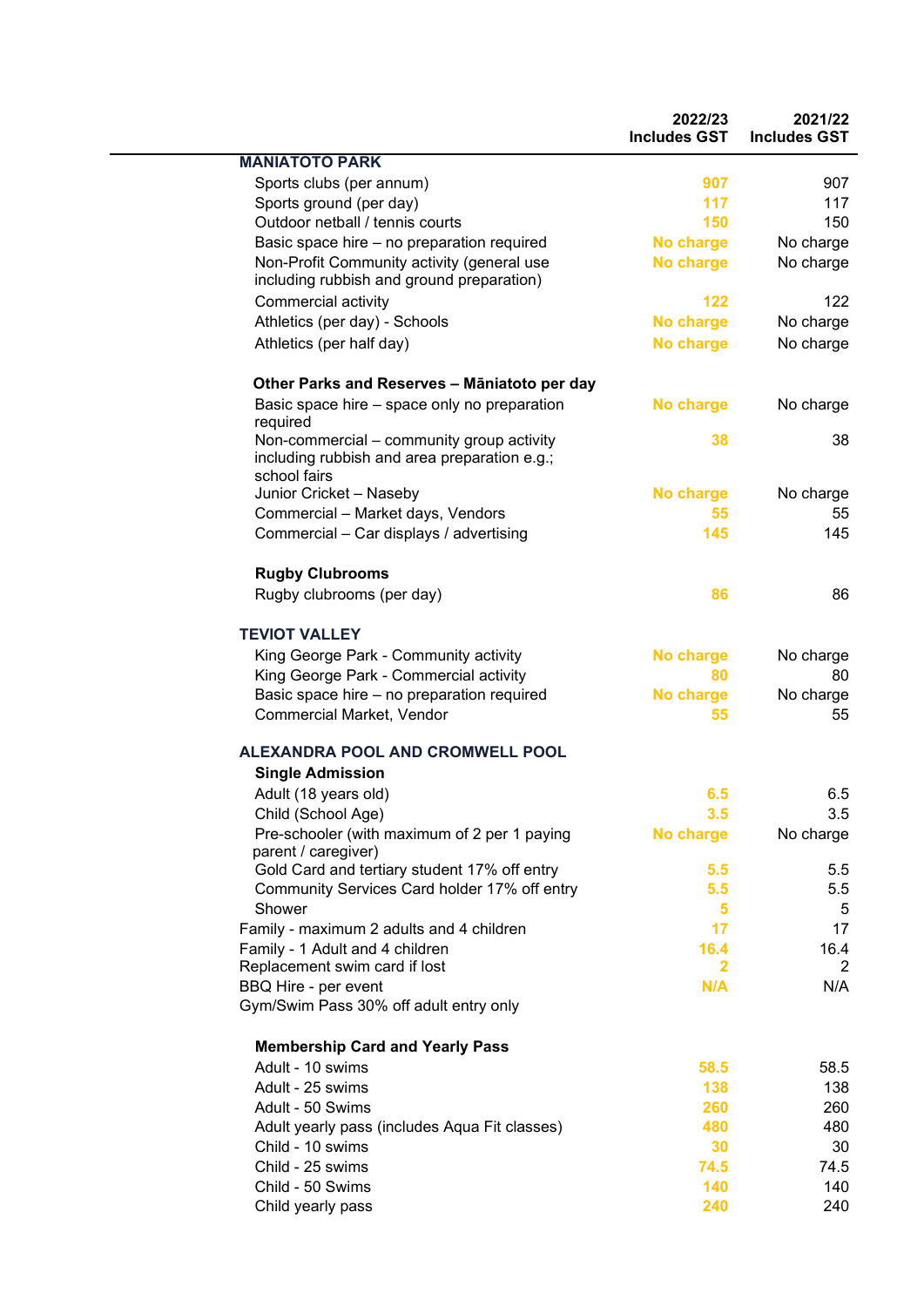| | 2022/23 Includes GST | 2021/22 Includes GST |
|---|---|---|
| **MANIATOTO PARK** | | |
| Sports clubs (per annum) | 907 | 907 |
| Sports ground (per day) | 117 | 117 |
| Outdoor netball / tennis courts | 150 | 150 |
| Basic space hire – no preparation required | No charge | No charge |
| Non-Profit Community activity (general use including rubbish and ground preparation) | No charge | No charge |
| Commercial activity | 122 | 122 |
| Athletics (per day) - Schools | No charge | No charge |
| Athletics (per half day) | No charge | No charge |
| **Other Parks and Reserves – Māniatoto per day** | | |
| Basic space hire – space only no preparation required | No charge | No charge |
| Non-commercial – community group activity including rubbish and area preparation e.g.; school fairs | 38 | 38 |
| Junior Cricket – Naseby | No charge | No charge |
| Commercial – Market days, Vendors | 55 | 55 |
| Commercial – Car displays / advertising | 145 | 145 |
| **Rugby Clubrooms** | | |
| Rugby clubrooms (per day) | 86 | 86 |
| **TEVIOT VALLEY** | | |
| King George Park - Community activity | No charge | No charge |
| King George Park - Commercial activity | 80 | 80 |
| Basic space hire – no preparation required | No charge | No charge |
| Commercial Market, Vendor | 55 | 55 |
| **ALEXANDRA POOL AND CROMWELL POOL** | | |
| **Single Admission** | | |
| Adult (18 years old) | 6.5 | 6.5 |
| Child (School Age) | 3.5 | 3.5 |
| Pre-schooler (with maximum of 2 per 1 paying parent / caregiver) | No charge | No charge |
| Gold Card and tertiary student 17% off entry | 5.5 | 5.5 |
| Community Services Card holder 17% off entry | 5.5 | 5.5 |
| Shower | 5 | 5 |
| Family - maximum 2 adults and 4 children | 17 | 17 |
| Family - 1 Adult and 4 children | 16.4 | 16.4 |
| Replacement swim card if lost | 2 | 2 |
| BBQ Hire - per event | N/A | N/A |
| Gym/Swim Pass 30% off adult entry only | | |
| **Membership Card and Yearly Pass** | | |
| Adult - 10 swims | 58.5 | 58.5 |
| Adult - 25 swims | 138 | 138 |
| Adult - 50 Swims | 260 | 260 |
| Adult yearly pass (includes Aqua Fit classes) | 480 | 480 |
| Child - 10 swims | 30 | 30 |
| Child - 25 swims | 74.5 | 74.5 |
| Child - 50 Swims | 140 | 140 |
| Child yearly pass | 240 | 240 |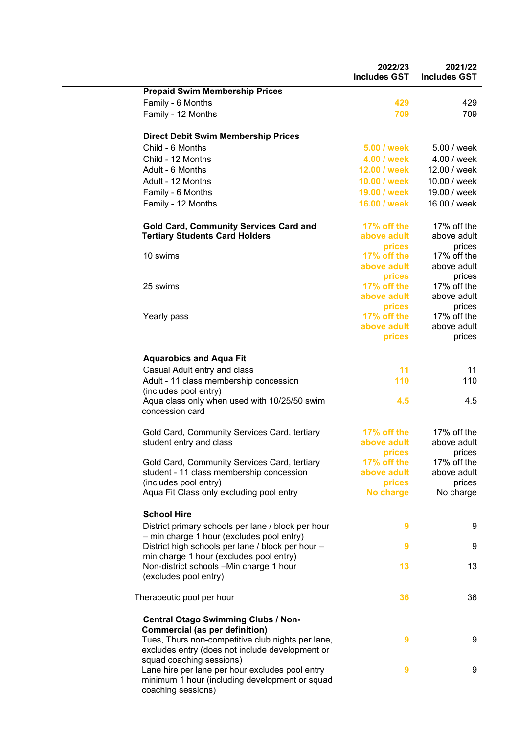| | 2022/23 Includes GST | 2021/22 Includes GST |
|---|---|---|
| **Prepaid Swim Membership Prices** | | |
| Family - 6 Months | 429 | 429 |
| Family - 12 Months | 709 | 709 |
| | | |
| **Direct Debit Swim Membership Prices** | | |
| Child - 6 Months | 5.00 / week | 5.00 / week |
| Child - 12 Months | 4.00 / week | 4.00 / week |
| Adult - 6 Months | 12.00 / week | 12.00 / week |
| Adult - 12 Months | 10.00 / week | 10.00 / week |
| Family - 6 Months | 19.00 / week | 19.00 / week |
| Family - 12 Months | 16.00 / week | 16.00 / week |
| | | |
| **Gold Card, Community Services Card and Tertiary Students Card Holders** | 17% off the above adult prices | 17% off the above adult prices |
| 10 swims | 17% off the above adult prices | 17% off the above adult prices |
| 25 swims | 17% off the above adult prices | 17% off the above adult prices |
| Yearly pass | 17% off the above adult prices | 17% off the above adult prices |
| | | |
| **Aquarobics and Aqua Fit** | | |
| Casual Adult entry and class | 11 | 11 |
| Adult - 11 class membership concession (includes pool entry) | 110 | 110 |
| Aqua class only when used with 10/25/50 swim concession card | 4.5 | 4.5 |
| | | |
| Gold Card, Community Services Card, tertiary student entry and class | 17% off the above adult prices | 17% off the above adult prices |
| Gold Card, Community Services Card, tertiary student - 11 class membership concession (includes pool entry) | 17% off the above adult prices | 17% off the above adult prices |
| Aqua Fit Class only excluding pool entry | No charge | No charge |
| | | |
| **School Hire** | | |
| District primary schools per lane / block per hour – min charge 1 hour (excludes pool entry) | 9 | 9 |
| District high schools per lane / block per hour – min charge 1 hour (excludes pool entry) | 9 | 9 |
| Non-district schools –Min charge 1 hour (excludes pool entry) | 13 | 13 |
| | | |
| Therapeutic pool per hour | 36 | 36 |
| | | |
| **Central Otago Swimming Clubs / Non-Commercial (as per definition)** | | |
| Tues, Thurs non-competitive club nights per lane, excludes entry (does not include development or squad coaching sessions) | 9 | 9 |
| Lane hire per lane per hour excludes pool entry minimum 1 hour (including development or squad coaching sessions) | 9 | 9 |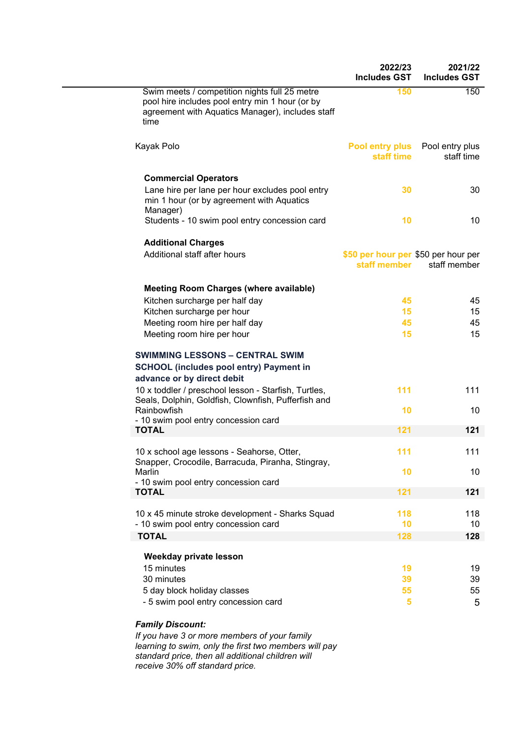| | 2022/23 Includes GST | 2021/22 Includes GST |
|---|---|---|
| Swim meets / competition nights full 25 metre pool hire includes pool entry min 1 hour (or by agreement with Aquatics Manager), includes staff time | 150 | 150 |
| Kayak Polo | Pool entry plus staff time | Pool entry plus staff time |
| **Commercial Operators** | | |
| Lane hire per lane per hour excludes pool entry min 1 hour (or by agreement with Aquatics Manager) | 30 | 30 |
| Students - 10 swim pool entry concession card | 10 | 10 |
| **Additional Charges** | | |
| Additional staff after hours | $50 per hour per staff member | $50 per hour per staff member |
| **Meeting Room Charges (where available)** | | |
| Kitchen surcharge per half day | 45 | 45 |
| Kitchen surcharge per hour | 15 | 15 |
| Meeting room hire per half day | 45 | 45 |
| Meeting room hire per hour | 15 | 15 |
| **SWIMMING LESSONS – CENTRAL SWIM SCHOOL (includes pool entry) Payment in advance or by direct debit** | | |
| 10 x toddler / preschool lesson - Starfish, Turtles, Seals, Dolphin, Goldfish, Clownfish, Pufferfish and Rainbowfish | 111 | 111 |
| - 10 swim pool entry concession card | 10 | 10 |
| **TOTAL** | 121 | **121** |
| 10 x school age lessons - Seahorse, Otter, Snapper, Crocodile, Barracuda, Piranha, Stingray, Marlin | 111 | 111 |
| - 10 swim pool entry concession card | 10 | 10 |
| **TOTAL** | 121 | **121** |
| 10 x 45 minute stroke development - Sharks Squad | 118 | 118 |
| - 10 swim pool entry concession card | 10 | 10 |
| **TOTAL** | 128 | **128** |
| **Weekday private lesson** | | |
| 15 minutes | 19 | 19 |
| 30 minutes | 39 | 39 |
| 5 day block holiday classes | 55 | 55 |
| - 5 swim pool entry concession card | 5 | 5 |

***Family Discount:***

*If you have 3 or more members of your family learning to swim, only the first two members will pay standard price, then all additional children will receive 30% off standard price.*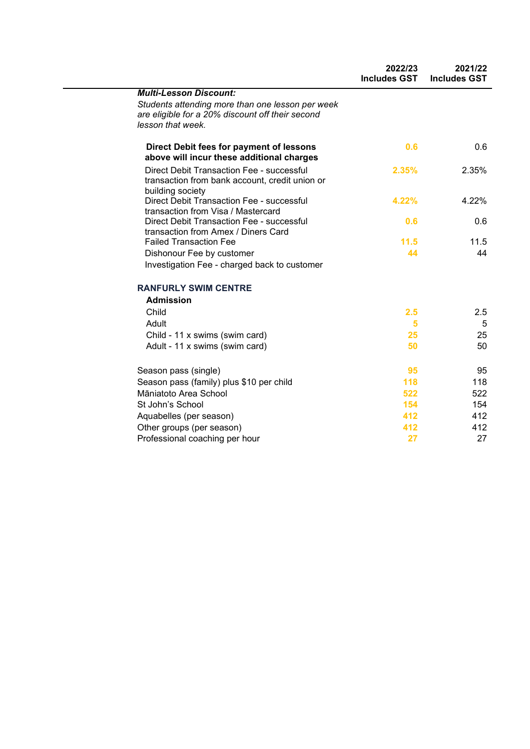| | 2022/23 Includes GST | 2021/22 Includes GST |
|---|---|---|
| ***Multi-Lesson Discount:*** | | |
| *Students attending more than one lesson per week are eligible for a 20% discount off their second lesson that week.* | | |
| **Direct Debit fees for payment of lessons above will incur these additional charges** | 0.6 | 0.6 |
| Direct Debit Transaction Fee - successful transaction from bank account, credit union or building society | 2.35% | 2.35% |
| Direct Debit Transaction Fee - successful transaction from Visa / Mastercard | 4.22% | 4.22% |
| Direct Debit Transaction Fee - successful transaction from Amex / Diners Card | 0.6 | 0.6 |
| Failed Transaction Fee | 11.5 | 11.5 |
| Dishonour Fee by customer | 44 | 44 |
| Investigation Fee - charged back to customer | | |
| **RANFURLY SWIM CENTRE** | | |
| **Admission** | | |
| Child | 2.5 | 2.5 |
| Adult | 5 | 5 |
| Child - 11 x swims (swim card) | 25 | 25 |
| Adult - 11 x swims (swim card) | 50 | 50 |
| Season pass (single) | 95 | 95 |
| Season pass (family) plus $10 per child | 118 | 118 |
| Māniatoto Area School | 522 | 522 |
| St John's School | 154 | 154 |
| Aquabelles (per season) | 412 | 412 |
| Other groups (per season) | 412 | 412 |
| Professional coaching per hour | 27 | 27 |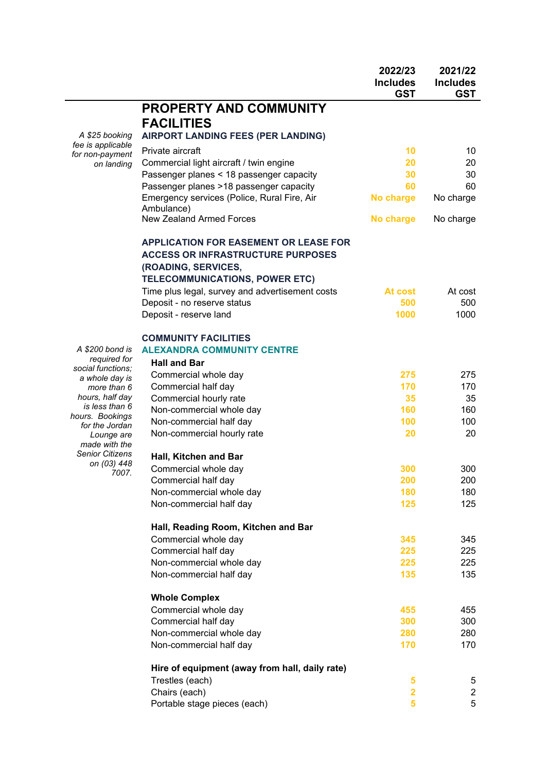| | | 2022/23 Includes GST | 2021/22 Includes GST |
|---|---|---|---|
| | **PROPERTY AND COMMUNITY FACILITIES** | | |
| *A $25 booking fee is applicable for non-payment on landing* | **AIRPORT LANDING FEES (PER LANDING)** | | |
| | Private aircraft | 10 | 10 |
| | Commercial light aircraft / twin engine | 20 | 20 |
| | Passenger planes < 18 passenger capacity | 30 | 30 |
| | Passenger planes >18 passenger capacity | 60 | 60 |
| | Emergency services (Police, Rural Fire, Air Ambulance) | No charge | No charge |
| | New Zealand Armed Forces | No charge | No charge |
| | | | |
| | **APPLICATION FOR EASEMENT OR LEASE FOR ACCESS OR INFRASTRUCTURE PURPOSES (ROADING, SERVICES, TELECOMMUNICATIONS, POWER ETC)** | | |
| | Time plus legal, survey and advertisement costs | At cost | At cost |
| | Deposit - no reserve status | 500 | 500 |
| | Deposit - reserve land | 1000 | 1000 |
| | | | |
| | **COMMUNITY FACILITIES** | | |
| *A $200 bond is required for social functions; a whole day is more than 6 hours, half day is less than 6 hours. Bookings for the Jordan Lounge are made with the Senior Citizens on (03) 448 7007.* | **ALEXANDRA COMMUNITY CENTRE** | | |
| | **Hall and Bar** | | |
| | Commercial whole day | 275 | 275 |
| | Commercial half day | 170 | 170 |
| | Commercial hourly rate | 35 | 35 |
| | Non-commercial whole day | 160 | 160 |
| | Non-commercial half day | 100 | 100 |
| | Non-commercial hourly rate | 20 | 20 |
| | | | |
| | **Hall, Kitchen and Bar** | | |
| | Commercial whole day | 300 | 300 |
| | Commercial half day | 200 | 200 |
| | Non-commercial whole day | 180 | 180 |
| | Non-commercial half day | 125 | 125 |
| | | | |
| | **Hall, Reading Room, Kitchen and Bar** | | |
| | Commercial whole day | 345 | 345 |
| | Commercial half day | 225 | 225 |
| | Non-commercial whole day | 225 | 225 |
| | Non-commercial half day | 135 | 135 |
| | | | |
| | **Whole Complex** | | |
| | Commercial whole day | 455 | 455 |
| | Commercial half day | 300 | 300 |
| | Non-commercial whole day | 280 | 280 |
| | Non-commercial half day | 170 | 170 |
| | | | |
| | **Hire of equipment (away from hall, daily rate)** | | |
| | Trestles (each) | 5 | 5 |
| | Chairs (each) | 2 | 2 |
| | Portable stage pieces (each) | 5 | 5 |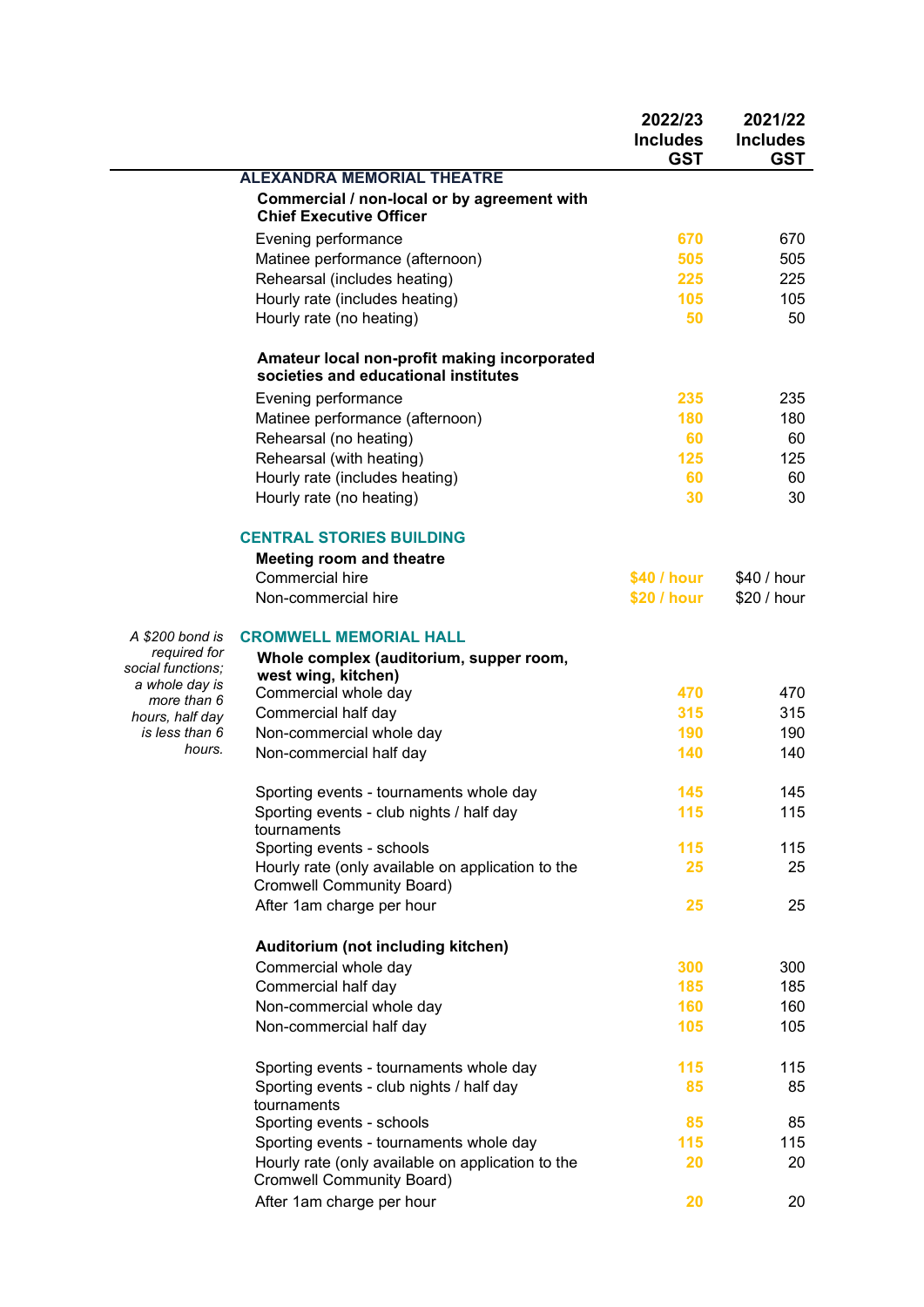| | 2022/23 Includes GST | 2021/22 Includes GST |
|---|---|---|
| **ALEXANDRA MEMORIAL THEATRE** | | |
| **Commercial / non-local or by agreement with Chief Executive Officer** | | |
| Evening performance | 670 | 670 |
| Matinee performance (afternoon) | 505 | 505 |
| Rehearsal (includes heating) | 225 | 225 |
| Hourly rate (includes heating) | 105 | 105 |
| Hourly rate (no heating) | 50 | 50 |
| **Amateur local non-profit making incorporated societies and educational institutes** | | |
| Evening performance | 235 | 235 |
| Matinee performance (afternoon) | 180 | 180 |
| Rehearsal (no heating) | 60 | 60 |
| Rehearsal (with heating) | 125 | 125 |
| Hourly rate (includes heating) | 60 | 60 |
| Hourly rate (no heating) | 30 | 30 |
| **CENTRAL STORIES BUILDING** | | |
| **Meeting room and theatre** | | |
| Commercial hire | $40 / hour | $40 / hour |
| Non-commercial hire | $20 / hour | $20 / hour |
| **CROMWELL MEMORIAL HALL** | | |
| **Whole complex (auditorium, supper room, west wing, kitchen)** | | |
| Commercial whole day | 470 | 470 |
| Commercial half day | 315 | 315 |
| Non-commercial whole day | 190 | 190 |
| Non-commercial half day | 140 | 140 |
| Sporting events - tournaments whole day | 145 | 145 |
| Sporting events - club nights / half day tournaments | 115 | 115 |
| Sporting events - schools | 115 | 115 |
| Hourly rate (only available on application to the Cromwell Community Board) | 25 | 25 |
| After 1am charge per hour | 25 | 25 |
| **Auditorium (not including kitchen)** | | |
| Commercial whole day | 300 | 300 |
| Commercial half day | 185 | 185 |
| Non-commercial whole day | 160 | 160 |
| Non-commercial half day | 105 | 105 |
| Sporting events - tournaments whole day | 115 | 115 |
| Sporting events - club nights / half day tournaments | 85 | 85 |
| Sporting events - schools | 85 | 85 |
| Sporting events - tournaments whole day | 115 | 115 |
| Hourly rate (only available on application to the Cromwell Community Board) | 20 | 20 |
| After 1am charge per hour | 20 | 20 |

*A $200 bond is required for social functions; a whole day is more than 6 hours, half day is less than 6 hours.*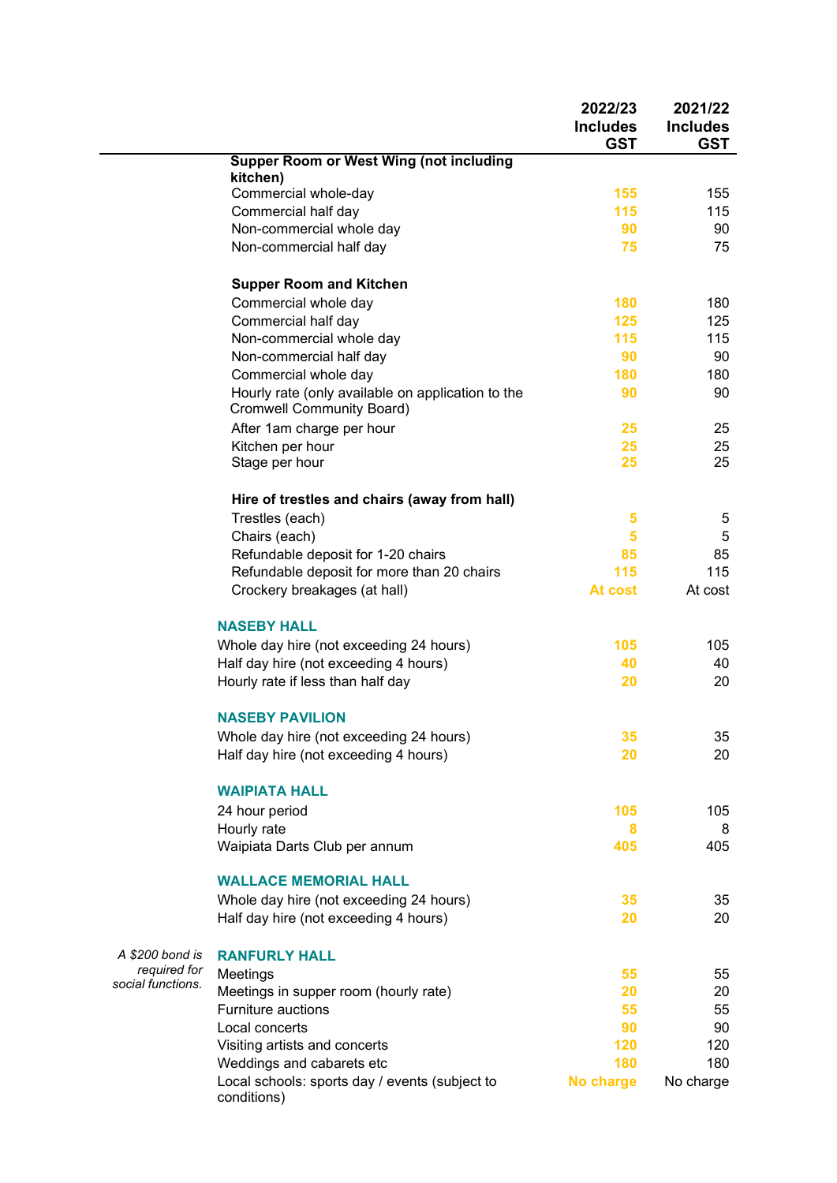| | 2022/23 Includes GST | 2021/22 Includes GST |
|---|---|---|
| **Supper Room or West Wing (not including kitchen)** | | |
| Commercial whole-day | 155 | 155 |
| Commercial half day | 115 | 115 |
| Non-commercial whole day | 90 | 90 |
| Non-commercial half day | 75 | 75 |
| **Supper Room and Kitchen** | | |
| Commercial whole day | 180 | 180 |
| Commercial half day | 125 | 125 |
| Non-commercial whole day | 115 | 115 |
| Non-commercial half day | 90 | 90 |
| Commercial whole day | 180 | 180 |
| Hourly rate (only available on application to the Cromwell Community Board) | 90 | 90 |
| After 1am charge per hour | 25 | 25 |
| Kitchen per hour | 25 | 25 |
| Stage per hour | 25 | 25 |
| **Hire of trestles and chairs (away from hall)** | | |
| Trestles (each) | 5 | 5 |
| Chairs (each) | 5 | 5 |
| Refundable deposit for 1-20 chairs | 85 | 85 |
| Refundable deposit for more than 20 chairs | 115 | 115 |
| Crockery breakages (at hall) | At cost | At cost |
| **NASEBY HALL** | | |
| Whole day hire (not exceeding 24 hours) | 105 | 105 |
| Half day hire (not exceeding 4 hours) | 40 | 40 |
| Hourly rate if less than half day | 20 | 20 |
| **NASEBY PAVILION** | | |
| Whole day hire (not exceeding 24 hours) | 35 | 35 |
| Half day hire (not exceeding 4 hours) | 20 | 20 |
| **WAIPIATA HALL** | | |
| 24 hour period | 105 | 105 |
| Hourly rate | 8 | 8 |
| Waipiata Darts Club per annum | 405 | 405 |
| **WALLACE MEMORIAL HALL** | | |
| Whole day hire (not exceeding 24 hours) | 35 | 35 |
| Half day hire (not exceeding 4 hours) | 20 | 20 |
| **RANFURLY HALL** | | |
| Meetings | 55 | 55 |
| Meetings in supper room (hourly rate) | 20 | 20 |
| Furniture auctions | 55 | 55 |
| Local concerts | 90 | 90 |
| Visiting artists and concerts | 120 | 120 |
| Weddings and cabarets etc | 180 | 180 |
| Local schools: sports day / events (subject to conditions) | No charge | No charge |

*A $200 bond is required for social functions.*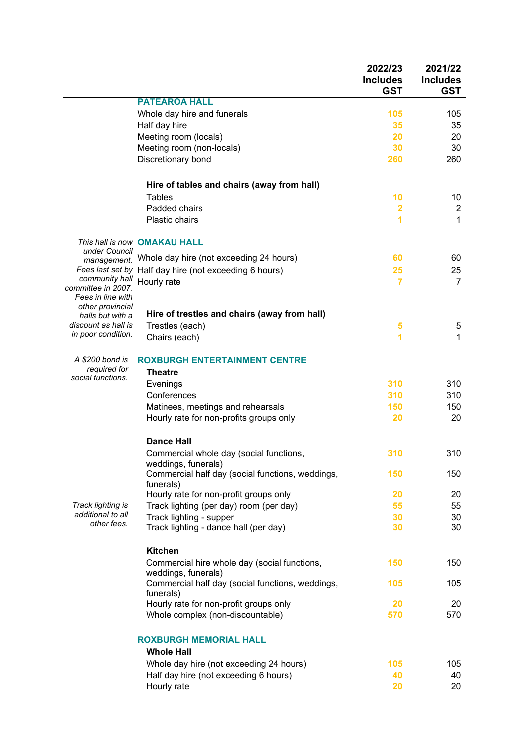| Notes | | 2022/23 Includes GST | 2021/22 Includes GST |
|---|---|---|---|
| | **PATEAROA HALL** | | |
| | Whole day hire and funerals | 105 | 105 |
| | Half day hire | 35 | 35 |
| | Meeting room (locals) | 20 | 20 |
| | Meeting room (non-locals) | 30 | 30 |
| | Discretionary bond | 260 | 260 |
| | **Hire of tables and chairs (away from hall)** | | |
| | Tables | 10 | 10 |
| | Padded chairs | 2 | 2 |
| | Plastic chairs | 1 | 1 |
| *This hall is now under Council management. Fees last set by community hall committee in 2007. Fees in line with other provincial halls but with a discount as hall is in poor condition.* | **OMAKAU HALL** | | |
| | Whole day hire (not exceeding 24 hours) | 60 | 60 |
| | Half day hire (not exceeding 6 hours) | 25 | 25 |
| | Hourly rate | 7 | 7 |
| | **Hire of trestles and chairs (away from hall)** | | |
| | Trestles (each) | 5 | 5 |
| | Chairs (each) | 1 | 1 |
| *A $200 bond is required for social functions.* | **ROXBURGH ENTERTAINMENT CENTRE** | | |
| | **Theatre** | | |
| | Evenings | 310 | 310 |
| | Conferences | 310 | 310 |
| | Matinees, meetings and rehearsals | 150 | 150 |
| | Hourly rate for non-profits groups only | 20 | 20 |
| | **Dance Hall** | | |
| | Commercial whole day (social functions, weddings, funerals) | 310 | 310 |
| | Commercial half day (social functions, weddings, funerals) | 150 | 150 |
| | Hourly rate for non-profit groups only | 20 | 20 |
| *Track lighting is additional to all other fees.* | Track lighting (per day) room (per day) | 55 | 55 |
| | Track lighting - supper | 30 | 30 |
| | Track lighting - dance hall (per day) | 30 | 30 |
| | **Kitchen** | | |
| | Commercial hire whole day (social functions, weddings, funerals) | 150 | 150 |
| | Commercial half day (social functions, weddings, funerals) | 105 | 105 |
| | Hourly rate for non-profit groups only | 20 | 20 |
| | Whole complex (non-discountable) | 570 | 570 |
| | **ROXBURGH MEMORIAL HALL** | | |
| | **Whole Hall** | | |
| | Whole day hire (not exceeding 24 hours) | 105 | 105 |
| | Half day hire (not exceeding 6 hours) | 40 | 40 |
| | Hourly rate | 20 | 20 |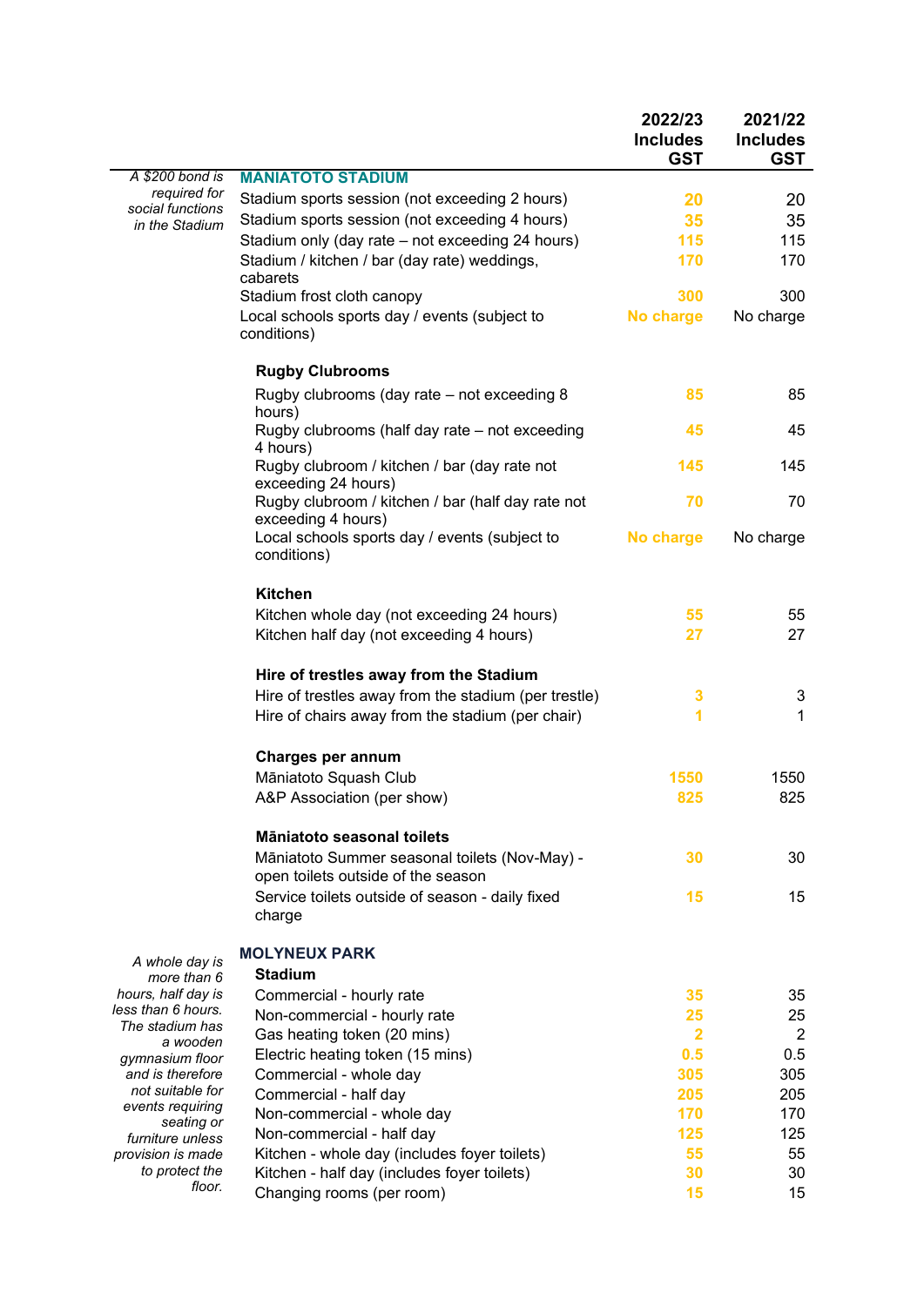| | | 2022/23 Includes GST | 2021/22 Includes GST |
|---|---|---|---|
| *A $200 bond is required for social functions in the Stadium* | **MANIATOTO STADIUM** | | |
| | Stadium sports session (not exceeding 2 hours) | 20 | 20 |
| | Stadium sports session (not exceeding 4 hours) | 35 | 35 |
| | Stadium only (day rate – not exceeding 24 hours) | 115 | 115 |
| | Stadium / kitchen / bar (day rate) weddings, cabarets | 170 | 170 |
| | Stadium frost cloth canopy | 300 | 300 |
| | Local schools sports day / events (subject to conditions) | No charge | No charge |
| | **Rugby Clubrooms** | | |
| | Rugby clubrooms (day rate – not exceeding 8 hours) | 85 | 85 |
| | Rugby clubrooms (half day rate – not exceeding 4 hours) | 45 | 45 |
| | Rugby clubroom / kitchen / bar (day rate not exceeding 24 hours) | 145 | 145 |
| | Rugby clubroom / kitchen / bar (half day rate not exceeding 4 hours) | 70 | 70 |
| | Local schools sports day / events (subject to conditions) | No charge | No charge |
| | **Kitchen** | | |
| | Kitchen whole day (not exceeding 24 hours) | 55 | 55 |
| | Kitchen half day (not exceeding 4 hours) | 27 | 27 |
| | **Hire of trestles away from the Stadium** | | |
| | Hire of trestles away from the stadium (per trestle) | 3 | 3 |
| | Hire of chairs away from the stadium (per chair) | 1 | 1 |
| | **Charges per annum** | | |
| | Māniatoto Squash Club | 1550 | 1550 |
| | A&P Association (per show) | 825 | 825 |
| | **Māniatoto seasonal toilets** | | |
| | Māniatoto Summer seasonal toilets (Nov-May) - open toilets outside of the season | 30 | 30 |
| | Service toilets outside of season - daily fixed charge | 15 | 15 |
| *A whole day is more than 6 hours, half day is less than 6 hours. The stadium has a wooden gymnasium floor and is therefore not suitable for events requiring seating or furniture unless provision is made to protect the floor.* | **MOLYNEUX PARK** | | |
| | **Stadium** | | |
| | Commercial - hourly rate | 35 | 35 |
| | Non-commercial - hourly rate | 25 | 25 |
| | Gas heating token (20 mins) | 2 | 2 |
| | Electric heating token (15 mins) | 0.5 | 0.5 |
| | Commercial - whole day | 305 | 305 |
| | Commercial - half day | 205 | 205 |
| | Non-commercial - whole day | 170 | 170 |
| | Non-commercial - half day | 125 | 125 |
| | Kitchen - whole day (includes foyer toilets) | 55 | 55 |
| | Kitchen - half day (includes foyer toilets) | 30 | 30 |
| | Changing rooms (per room) | 15 | 15 |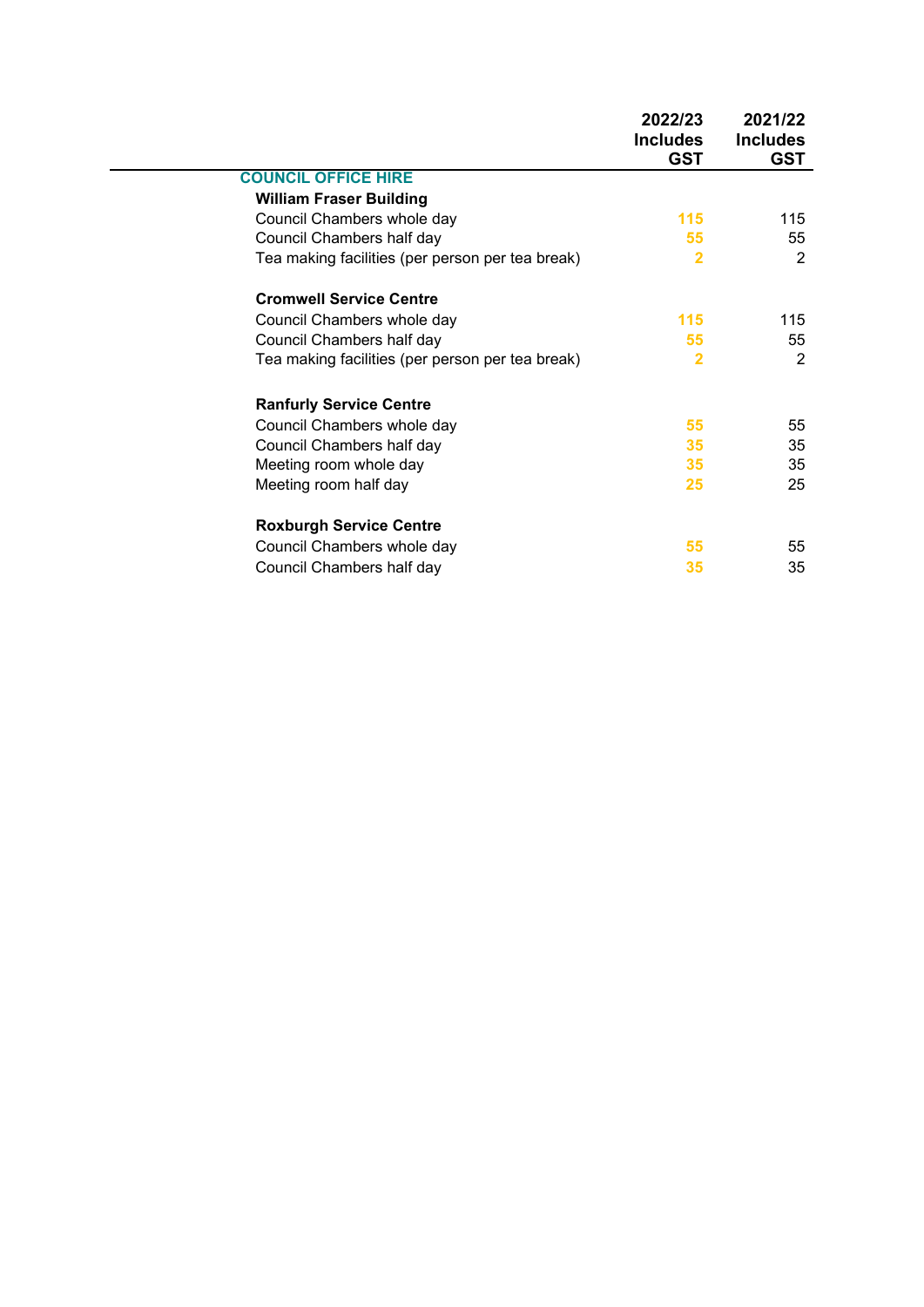| | 2022/23 Includes GST | 2021/22 Includes GST |
|---|---|---|
| **COUNCIL OFFICE HIRE** | | |
| **William Fraser Building** | | |
| Council Chambers whole day | 115 | 115 |
| Council Chambers half day | 55 | 55 |
| Tea making facilities (per person per tea break) | 2 | 2 |
| | | |
| **Cromwell Service Centre** | | |
| Council Chambers whole day | 115 | 115 |
| Council Chambers half day | 55 | 55 |
| Tea making facilities (per person per tea break) | 2 | 2 |
| | | |
| **Ranfurly Service Centre** | | |
| Council Chambers whole day | 55 | 55 |
| Council Chambers half day | 35 | 35 |
| Meeting room whole day | 35 | 35 |
| Meeting room half day | 25 | 25 |
| | | |
| **Roxburgh Service Centre** | | |
| Council Chambers whole day | 55 | 55 |
| Council Chambers half day | 35 | 35 |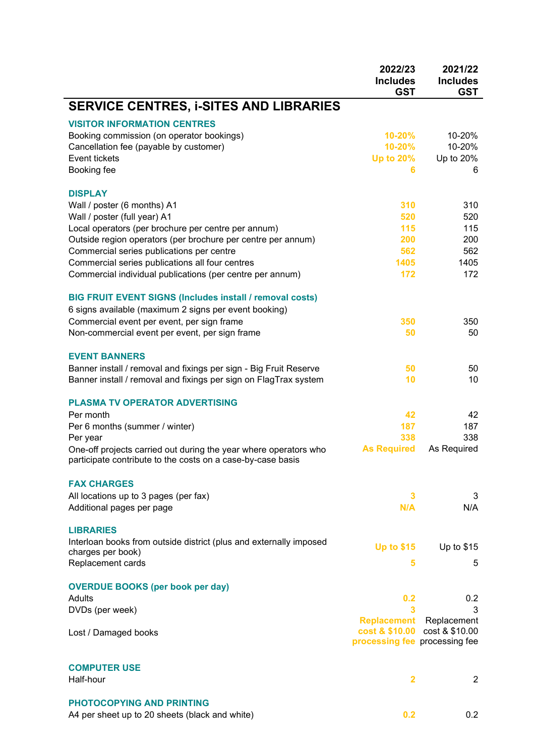|  | 2022/23 Includes GST | 2021/22 Includes GST |
|---|---|---|
| **SERVICE CENTRES, i-SITES AND LIBRARIES** | | |
| **VISITOR INFORMATION CENTRES** | | |
| Booking commission (on operator bookings) | 10-20% | 10-20% |
| Cancellation fee (payable by customer) | 10-20% | 10-20% |
| Event tickets | Up to 20% | Up to 20% |
| Booking fee | 6 | 6 |
| **DISPLAY** | | |
| Wall / poster (6 months) A1 | 310 | 310 |
| Wall / poster (full year) A1 | 520 | 520 |
| Local operators (per brochure per centre per annum) | 115 | 115 |
| Outside region operators (per brochure per centre per annum) | 200 | 200 |
| Commercial series publications per centre | 562 | 562 |
| Commercial series publications all four centres | 1405 | 1405 |
| Commercial individual publications (per centre per annum) | 172 | 172 |
| **BIG FRUIT EVENT SIGNS (Includes install / removal costs)** | | |
| 6 signs available (maximum 2 signs per event booking) | | |
| Commercial event per event, per sign frame | 350 | 350 |
| Non-commercial event per event, per sign frame | 50 | 50 |
| **EVENT BANNERS** | | |
| Banner install / removal and fixings per sign - Big Fruit Reserve | 50 | 50 |
| Banner install / removal and fixings per sign on FlagTrax system | 10 | 10 |
| **PLASMA TV OPERATOR ADVERTISING** | | |
| Per month | 42 | 42 |
| Per 6 months (summer / winter) | 187 | 187 |
| Per year | 338 | 338 |
| One-off projects carried out during the year where operators who participate contribute to the costs on a case-by-case basis | As Required | As Required |
| **FAX CHARGES** | | |
| All locations up to 3 pages (per fax) | 3 | 3 |
| Additional pages per page | N/A | N/A |
| **LIBRARIES** | | |
| Interloan books from outside district (plus and externally imposed charges per book) | Up to $15 | Up to $15 |
| Replacement cards | 5 | 5 |
| **OVERDUE BOOKS (per book per day)** | | |
| Adults | 0.2 | 0.2 |
| DVDs (per week) | 3 | 3 |
| Lost / Damaged books | Replacement cost & $10.00 processing fee | Replacement cost & $10.00 processing fee |
| **COMPUTER USE** | | |
| Half-hour | 2 | 2 |
| **PHOTOCOPYING AND PRINTING** | | |
| A4 per sheet up to 20 sheets (black and white) | 0.2 | 0.2 |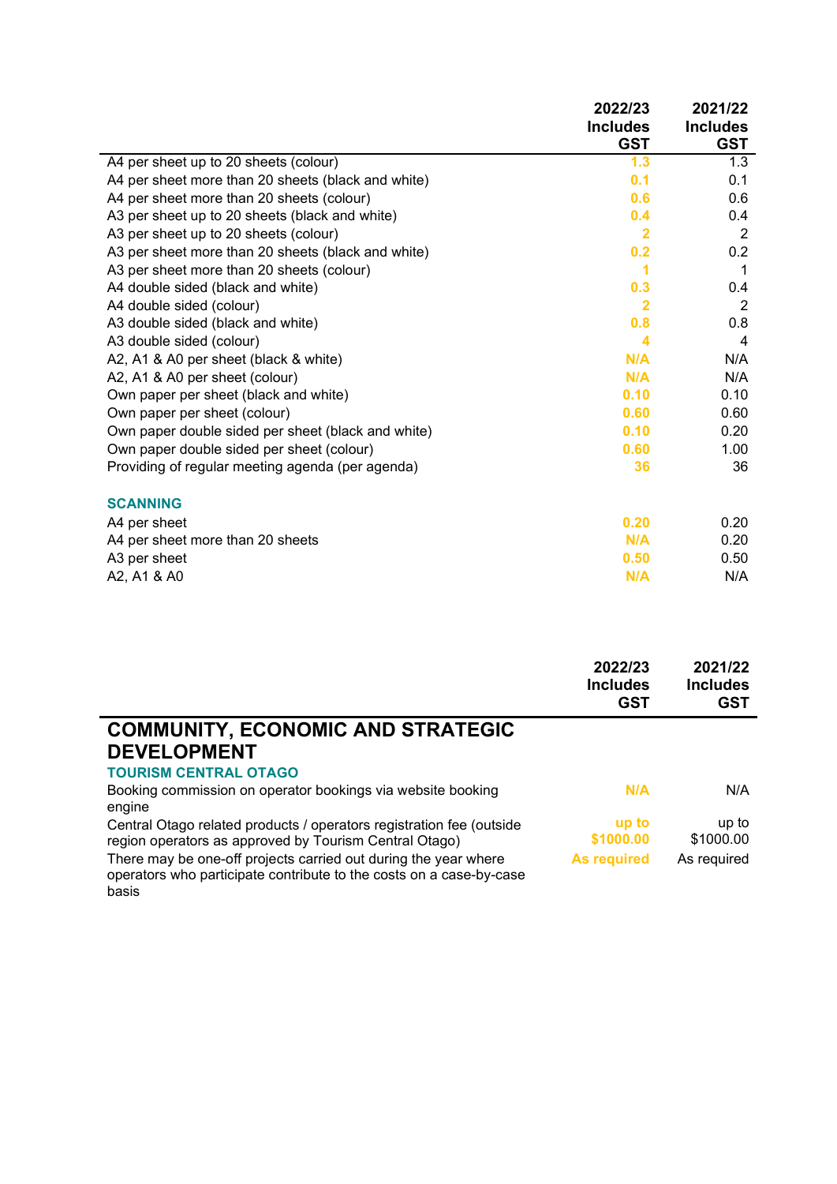| | 2022/23 Includes GST | 2021/22 Includes GST |
|---|---|---|
| A4 per sheet up to 20 sheets (colour) | 1.3 | 1.3 |
| A4 per sheet more than 20 sheets (black and white) | 0.1 | 0.1 |
| A4 per sheet more than 20 sheets (colour) | 0.6 | 0.6 |
| A3 per sheet up to 20 sheets (black and white) | 0.4 | 0.4 |
| A3 per sheet up to 20 sheets (colour) | 2 | 2 |
| A3 per sheet more than 20 sheets (black and white) | 0.2 | 0.2 |
| A3 per sheet more than 20 sheets (colour) | 1 | 1 |
| A4 double sided (black and white) | 0.3 | 0.4 |
| A4 double sided (colour) | 2 | 2 |
| A3 double sided (black and white) | 0.8 | 0.8 |
| A3 double sided (colour) | 4 | 4 |
| A2, A1 & A0 per sheet (black & white) | N/A | N/A |
| A2, A1 & A0 per sheet (colour) | N/A | N/A |
| Own paper per sheet (black and white) | 0.10 | 0.10 |
| Own paper per sheet (colour) | 0.60 | 0.60 |
| Own paper double sided per sheet (black and white) | 0.10 | 0.20 |
| Own paper double sided per sheet (colour) | 0.60 | 1.00 |
| Providing of regular meeting agenda (per agenda) | 36 | 36 |
| **SCANNING** | | |
| A4 per sheet | 0.20 | 0.20 |
| A4 per sheet more than 20 sheets | N/A | 0.20 |
| A3 per sheet | 0.50 | 0.50 |
| A2, A1 & A0 | N/A | N/A |

| | 2022/23 Includes GST | 2021/22 Includes GST |
|---|---|---|
| **COMMUNITY, ECONOMIC AND STRATEGIC DEVELOPMENT** | | |
| **TOURISM CENTRAL OTAGO** | | |
| Booking commission on operator bookings via website booking engine | N/A | N/A |
| Central Otago related products / operators registration fee (outside region operators as approved by Tourism Central Otago) | up to $1000.00 | up to $1000.00 |
| There may be one-off projects carried out during the year where operators who participate contribute to the costs on a case-by-case basis | As required | As required |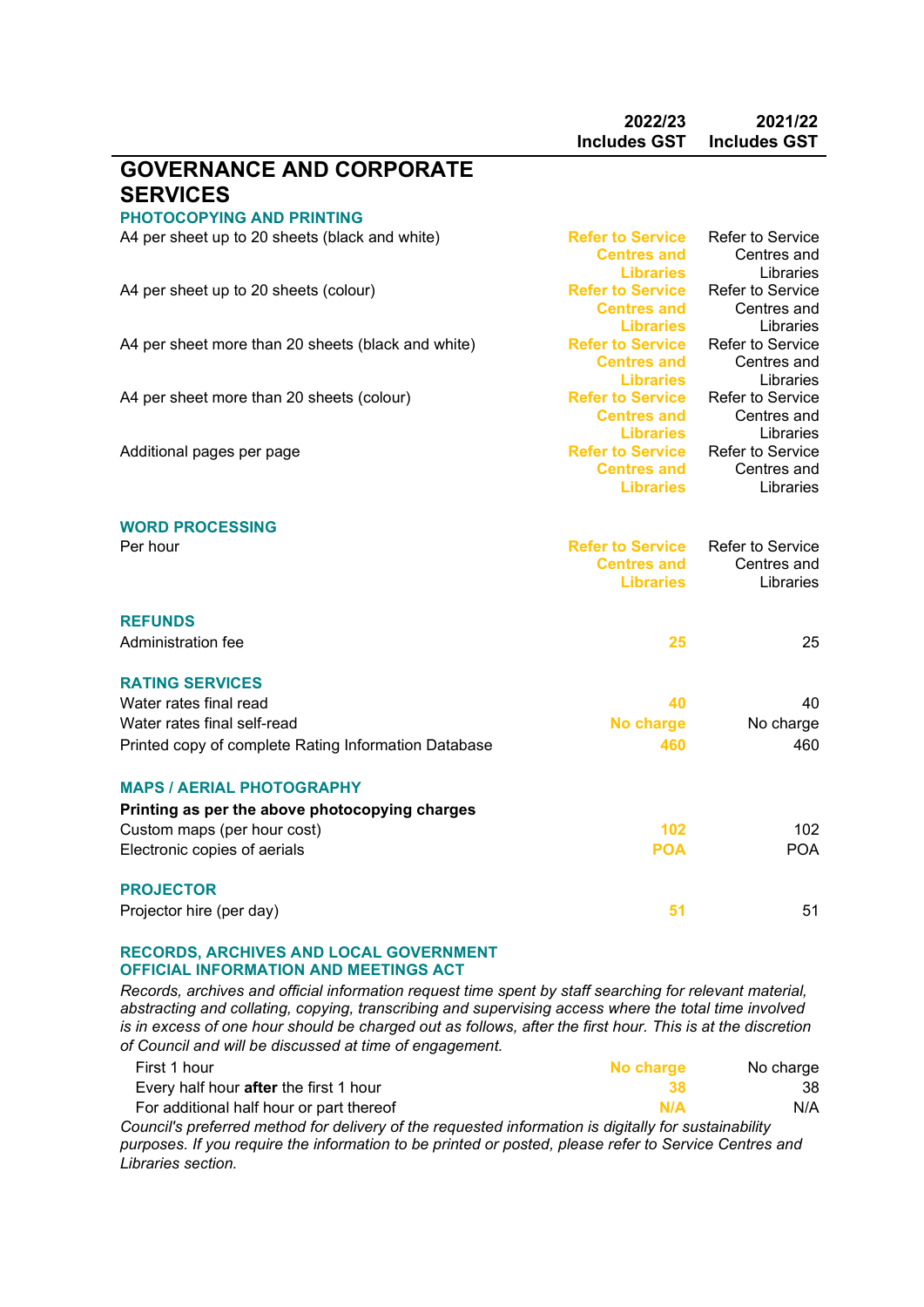| | 2022/23 Includes GST | 2021/22 Includes GST |
|---|---|---|
| **GOVERNANCE AND CORPORATE SERVICES** | | |
| **PHOTOCOPYING AND PRINTING** | | |
| A4 per sheet up to 20 sheets (black and white) | Refer to Service Centres and Libraries | Refer to Service Centres and Libraries |
| A4 per sheet up to 20 sheets (colour) | Refer to Service Centres and Libraries | Refer to Service Centres and Libraries |
| A4 per sheet more than 20 sheets (black and white) | Refer to Service Centres and Libraries | Refer to Service Centres and Libraries |
| A4 per sheet more than 20 sheets (colour) | Refer to Service Centres and Libraries | Refer to Service Centres and Libraries |
| Additional pages per page | Refer to Service Centres and Libraries | Refer to Service Centres and Libraries |
| **WORD PROCESSING** | | |
| Per hour | Refer to Service Centres and Libraries | Refer to Service Centres and Libraries |
| **REFUNDS** | | |
| Administration fee | 25 | 25 |
| **RATING SERVICES** | | |
| Water rates final read | 40 | 40 |
| Water rates final self-read | No charge | No charge |
| Printed copy of complete Rating Information Database | 460 | 460 |
| **MAPS / AERIAL PHOTOGRAPHY** | | |
| **Printing as per the above photocopying charges** | | |
| Custom maps (per hour cost) | 102 | 102 |
| Electronic copies of aerials | POA | POA |
| **PROJECTOR** | | |
| Projector hire (per day) | 51 | 51 |

**RECORDS, ARCHIVES AND LOCAL GOVERNMENT OFFICIAL INFORMATION AND MEETINGS ACT**

*Records, archives and official information request time spent by staff searching for relevant material, abstracting and collating, copying, transcribing and supervising access where the total time involved is in excess of one hour should be charged out as follows, after the first hour. This is at the discretion of Council and will be discussed at time of engagement.*

| | 2022/23 Includes GST | 2021/22 Includes GST |
|---|---|---|
| First 1 hour | No charge | No charge |
| Every half hour **after** the first 1 hour | 38 | 38 |
| For additional half hour or part thereof | N/A | N/A |

*Council's preferred method for delivery of the requested information is digitally for sustainability purposes. If you require the information to be printed or posted, please refer to Service Centres and Libraries section.*